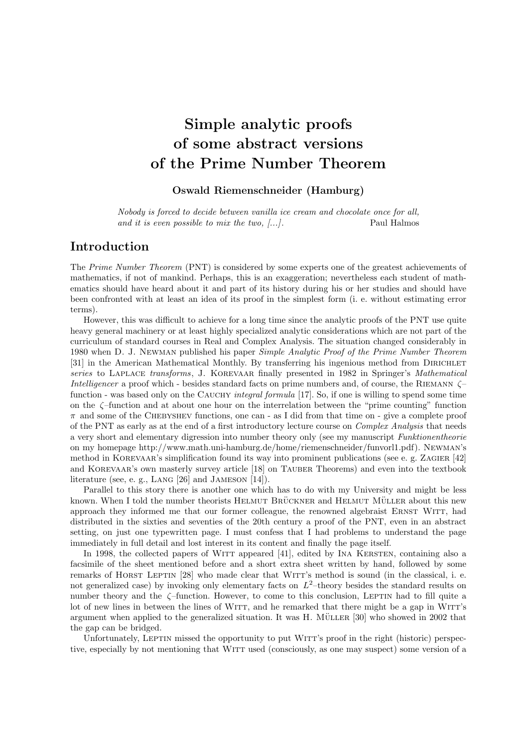# Simple analytic proofs of some abstract versions of the Prime Number Theorem

**Oswald Riemenschneider (Hamburg)**

*Nobody is forced to decide between vanilla ice cream and chocolate once for all, and it is even possible to mix the two, [...].* Paul Halmos

## Introduction

The *Prime Number Theorem* (PNT) is considered by some experts one of the greatest achievements of mathematics, if not of mankind. Perhaps, this is an exaggeration; nevertheless each student of mathematics should have heard about it and part of its history during his or her studies and should have been confronted with at least an idea of its proof in the simplest form (i. e. without estimating error terms).

However, this was difficult to achieve for a long time since the analytic proofs of the PNT use quite heavy general machinery or at least highly specialized analytic considerations which are not part of the curriculum of standard courses in Real and Complex Analysis. The situation changed considerably in 1980 when D. J. Newman published his paper *Simple Analytic Proof of the Prime Number Theorem* [31] in the American Mathematical Monthly. By transferring his ingenious method from Dirichlet *series* to Laplace *transforms*, J. Korevaar finally presented in 1982 in Springer's *Mathematical Intelligencer* a proof which - besides standard facts on prime numbers and, of course, the Riemann $\zeta$–function - was based only on the Cauchy *integral formula* [17]. So, if one is willing to spend some time on the $\zeta$–function and at about one hour on the interrelation between the "prime counting" function $\pi$ and some of the Chebyshev functions, one can - as I did from that time on - give a complete proof of the PNT as early as at the end of a first introductory lecture course on *Complex Analysis* that needs a very short and elementary digression into number theory only (see my manuscript *Funktionentheorie* on my homepage http://www.math.uni-hamburg.de/home/riemenschneider/funvorl1.pdf). Newman's method in Korevaar's simplification found its way into prominent publications (see e. g. Zagier [42] and Korevaar's own masterly survey article [18] on Tauber Theorems) and even into the textbook literature (see, e. g., Lang [26] and Jameson [14]).

Parallel to this story there is another one which has to do with my University and might be less known. When I told the number theorists Helmut Brückner and Helmut Müller about this new approach they informed me that our former colleague, the renowned algebraist Ernst Witt, had distributed in the sixties and seventies of the 20th century a proof of the PNT, even in an abstract setting, on just one typewritten page. I must confess that I had problems to understand the page immediately in full detail and lost interest in its content and finally the page itself.

In 1998, the collected papers of Witt appeared [41], edited by Ina Kersten, containing also a facsimile of the sheet mentioned before and a short extra sheet written by hand, followed by some remarks of Horst Leptin [28] who made clear that Witt's method is sound (in the classical, i. e. not generalized case) by invoking only elementary facts on $L^2$–theory besides the standard results on number theory and the $\zeta$–function. However, to come to this conclusion, Leptin had to fill quite a lot of new lines in between the lines of Witt, and he remarked that there might be a gap in Witt's argument when applied to the generalized situation. It was H. Müller [30] who showed in 2002 that the gap can be bridged.

Unfortunately, Leptin missed the opportunity to put Witt's proof in the right (historic) perspective, especially by not mentioning that Witt used (consciously, as one may suspect) some version of a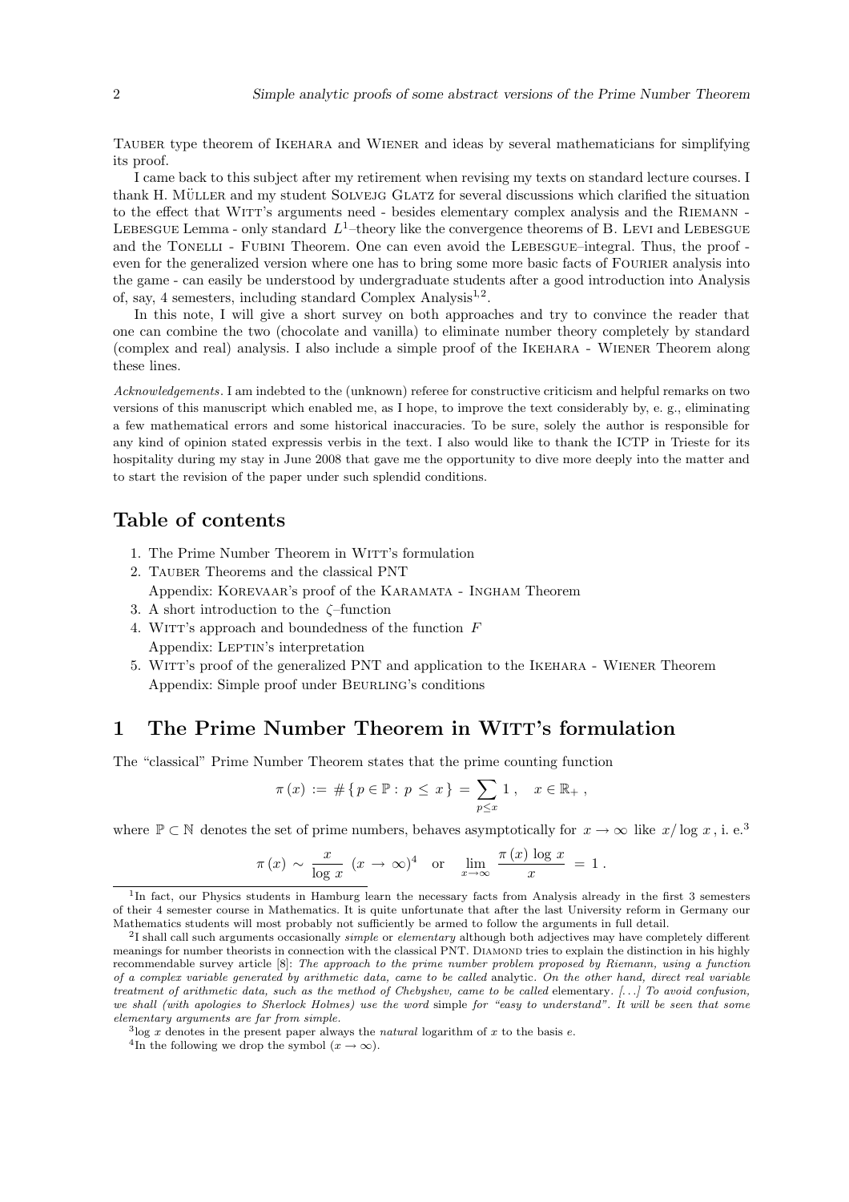Tauber type theorem of Ikehara and Wiener and ideas by several mathematicians for simplifying its proof.

I came back to this subject after my retirement when revising my texts on standard lecture courses. I thank H. Müller and my student Solvejg Glatz for several discussions which clarified the situation to the effect that Witt's arguments need - besides elementary complex analysis and the Riemann - Lebesgue Lemma - only standard $L^1$–theory like the convergence theorems of B. Levi and Lebesgue and the Tonelli - Fubini Theorem. One can even avoid the Lebesgue–integral. Thus, the proof - even for the generalized version where one has to bring some more basic facts of Fourier analysis into the game - can easily be understood by undergraduate students after a good introduction into Analysis of, say, 4 semesters, including standard Complex Analysis[1,2].

In this note, I will give a short survey on both approaches and try to convince the reader that one can combine the two (chocolate and vanilla) to eliminate number theory completely by standard (complex and real) analysis. I also include a simple proof of the Ikehara - Wiener Theorem along these lines.

*Acknowledgements.* I am indebted to the (unknown) referee for constructive criticism and helpful remarks on two versions of this manuscript which enabled me, as I hope, to improve the text considerably by, e. g., eliminating a few mathematical errors and some historical inaccuracies. To be sure, solely the author is responsible for any kind of opinion stated expressis verbis in the text. I also would like to thank the ICTP in Trieste for its hospitality during my stay in June 2008 that gave me the opportunity to dive more deeply into the matter and to start the revision of the paper under such splendid conditions.

## Table of contents

1. The Prime Number Theorem in Witt's formulation
2. Tauber Theorems and the classical PNT
   Appendix: Korevaar's proof of the Karamata - Ingham Theorem
3. A short introduction to the $\zeta$–function
4. Witt's approach and boundedness of the function $F$
   Appendix: Leptin's interpretation
5. Witt's proof of the generalized PNT and application to the Ikehara - Wiener Theorem
   Appendix: Simple proof under Beurling's conditions

# 1 The Prime Number Theorem in Witt's formulation

The "classical" Prime Number Theorem states that the prime counting function

$$\pi(x) := \#\{\, p \in \mathbb{P} : p \le x \,\} = \sum_{p \le x} 1 \, , \quad x \in \mathbb{R}_+ \, ,$$

where $\mathbb{P} \subset \mathbb{N}$ denotes the set of prime numbers, behaves asymptotically for $x \to \infty$ like $x / \log x$, i. e.[3]

$$\pi(x) \sim \frac{x}{\log x} \ (x \to \infty)^{4} \quad \text{or} \quad \lim_{x \to \infty} \frac{\pi(x) \, \log x}{x} = 1 \, .$$

---

[1] In fact, our Physics students in Hamburg learn the necessary facts from Analysis already in the first 3 semesters of their 4 semester course in Mathematics. It is quite unfortunate that after the last University reform in Germany our Mathematics students will most probably not sufficiently be armed to follow the arguments in full detail.

[2] I shall call such arguments occasionally *simple* or *elementary* although both adjectives may have completely different meanings for number theorists in connection with the classical PNT. Diamond tries to explain the distinction in his highly recommendable survey article [8]: *The approach to the prime number problem proposed by Riemann, using a function of a complex variable generated by arithmetic data, came to be called* analytic. *On the other hand, direct real variable treatment of arithmetic data, such as the method of Chebyshev, came to be called* elementary. *[...] To avoid confusion, we shall (with apologies to Sherlock Holmes) use the word* simple *for "easy to understand". It will be seen that some elementary arguments are far from simple.*

[3] $\log x$ denotes in the present paper always the *natural* logarithm of $x$ to the basis $e$.

[4] In the following we drop the symbol $(x \to \infty)$.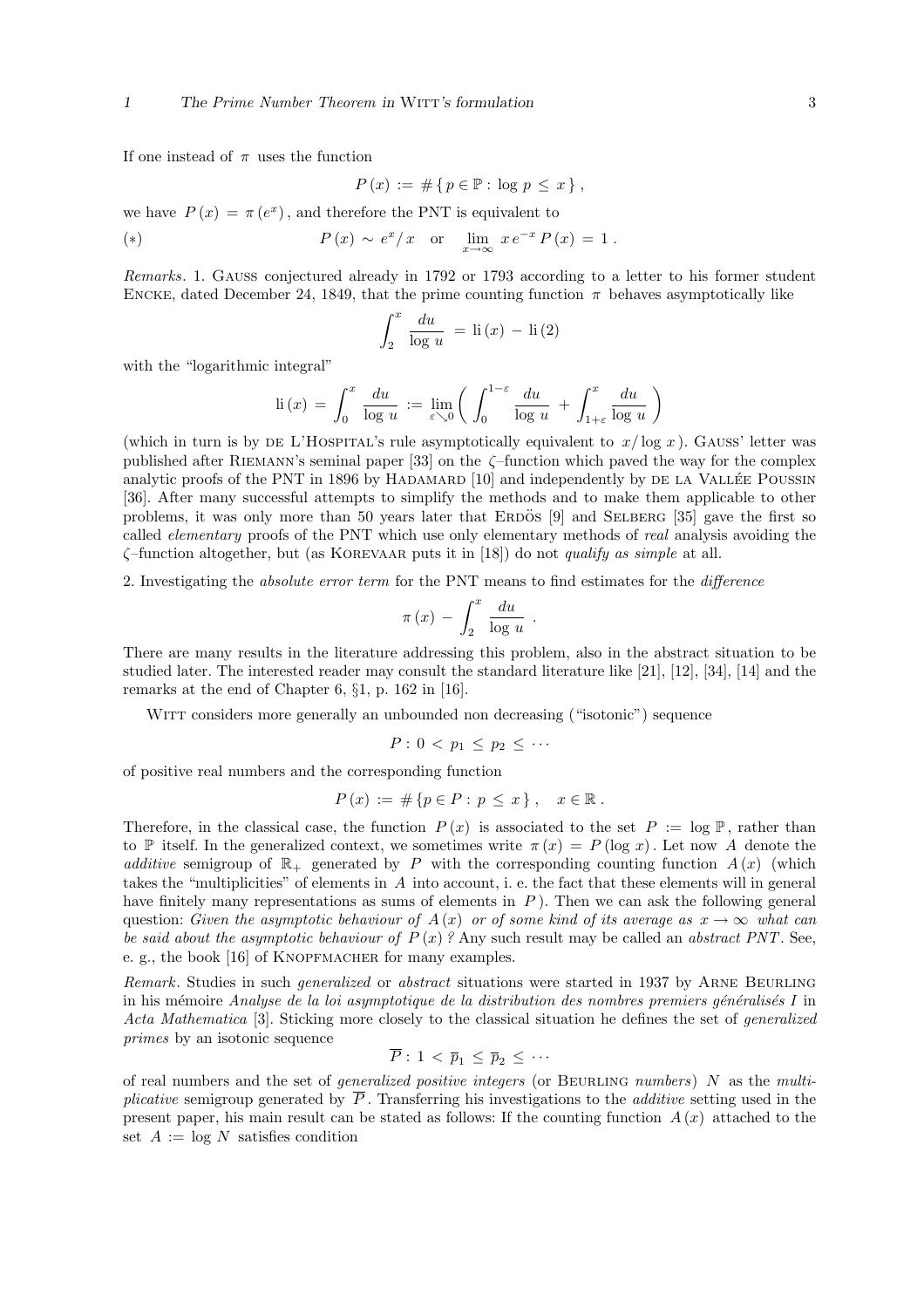If one instead of $\pi$ uses the function

$$P(x) := \#\{ p \in \mathbb{P} : \log p \le x \},$$

we have $P(x) = \pi(e^x)$, and therefore the PNT is equivalent to

$$(*) \qquad P(x) \sim e^x / x \quad \text{or} \quad \lim_{x \to \infty} x\, e^{-x} P(x) = 1 .$$

*Remarks.* 1. Gauss conjectured already in 1792 or 1793 according to a letter to his former student Encke, dated December 24, 1849, that the prime counting function $\pi$ behaves asymptotically like

$$\int_2^x \frac{du}{\log u} = \mathrm{li}(x) - \mathrm{li}(2)$$

with the "logarithmic integral"

$$\mathrm{li}(x) = \int_0^x \frac{du}{\log u} := \lim_{\varepsilon \searrow 0} \left( \int_0^{1-\varepsilon} \frac{du}{\log u} + \int_{1+\varepsilon}^x \frac{du}{\log u} \right)$$

(which in turn is by de L'Hospital's rule asymptotically equivalent to $x/\log x$). Gauss' letter was published after Riemann's seminal paper [33] on the $\zeta$–function which paved the way for the complex analytic proofs of the PNT in 1896 by Hadamard [10] and independently by de la Vallée Poussin [36]. After many successful attempts to simplify the methods and to make them applicable to other problems, it was only more than 50 years later that Erdös [9] and Selberg [35] gave the first so called *elementary* proofs of the PNT which use only elementary methods of *real* analysis avoiding the $\zeta$–function altogether, but (as Korevaar puts it in [18]) do not *qualify as simple* at all.

2. Investigating the *absolute error term* for the PNT means to find estimates for the *difference*

$$\pi(x) - \int_2^x \frac{du}{\log u} .$$

There are many results in the literature addressing this problem, also in the abstract situation to be studied later. The interested reader may consult the standard literature like [21], [12], [34], [14] and the remarks at the end of Chapter 6, §1, p. 162 in [16].

Witt considers more generally an unbounded non decreasing ("isotonic") sequence

$$P : 0 < p_1 \le p_2 \le \cdots$$

of positive real numbers and the corresponding function

$$P(x) := \#\{p \in P : p \le x\}, \quad x \in \mathbb{R} .$$

Therefore, in the classical case, the function $P(x)$ is associated to the set $P := \log \mathbb{P}$, rather than to $\mathbb{P}$ itself. In the generalized context, we sometimes write $\pi(x) = P(\log x)$. Let now $A$ denote the *additive* semigroup of $\mathbb{R}_+$ generated by $P$ with the corresponding counting function $A(x)$ (which takes the "multiplicities" of elements in $A$ into account, i. e. the fact that these elements will in general have finitely many representations as sums of elements in $P$). Then we can ask the following general question: *Given the asymptotic behaviour of $A(x)$ or of some kind of its average as $x \to \infty$ what can be said about the asymptotic behaviour of $P(x)$?* Any such result may be called an *abstract PNT*. See, e. g., the book [16] of Knopfmacher for many examples.

*Remark.* Studies in such *generalized* or *abstract* situations were started in 1937 by Arne Beurling in his mémoire *Analyse de la loi asymptotique de la distribution des nombres premiers généralisés I* in *Acta Mathematica* [3]. Sticking more closely to the classical situation he defines the set of *generalized primes* by an isotonic sequence

$$\overline{P} : 1 < \overline{p}_1 \le \overline{p}_2 \le \cdots$$

of real numbers and the set of *generalized positive integers* (or Beurling *numbers*) $N$ as the *multiplicative* semigroup generated by $\overline{P}$. Transferring his investigations to the *additive* setting used in the present paper, his main result can be stated as follows: If the counting function $A(x)$ attached to the set $A := \log N$ satisfies condition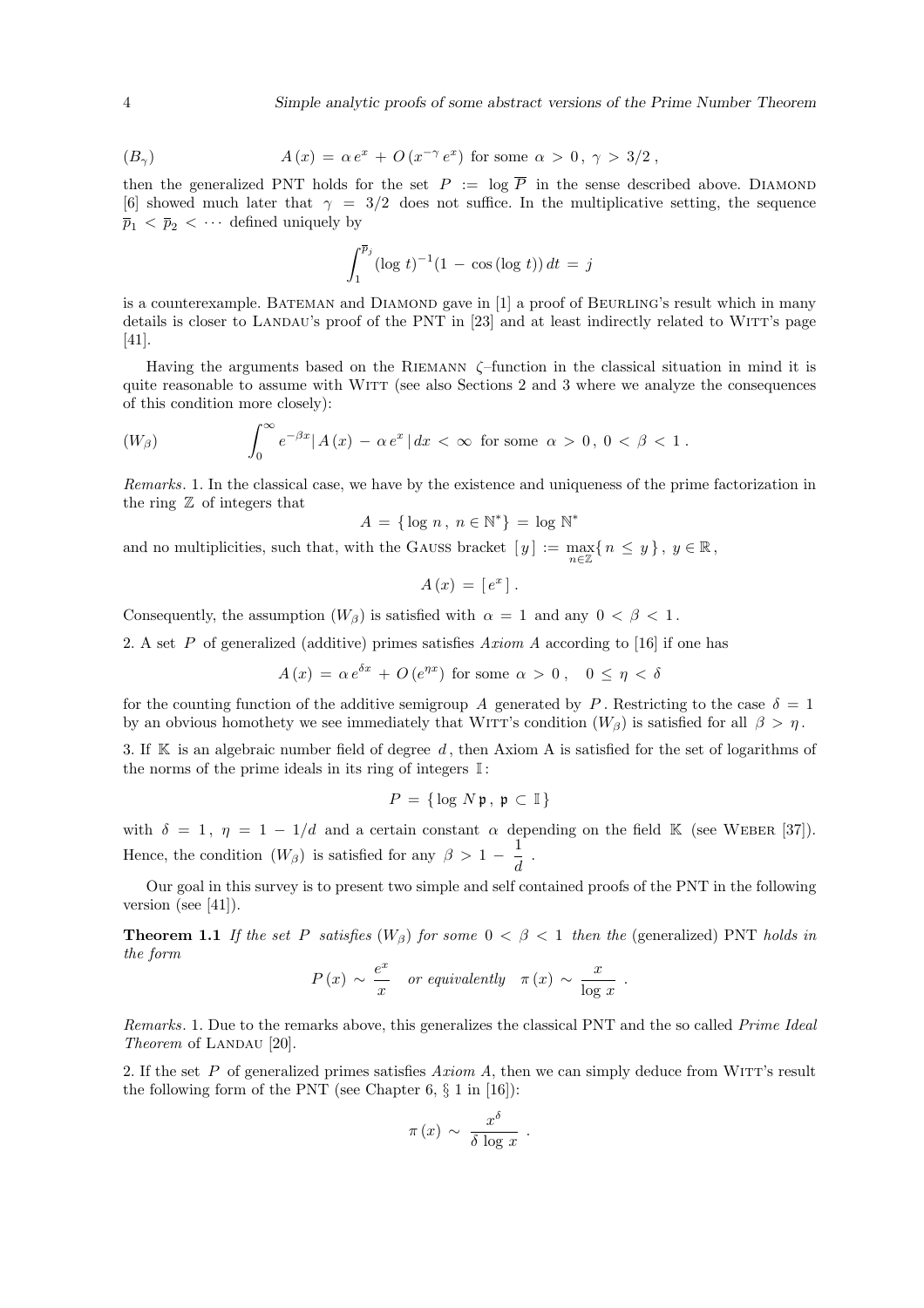$$(B_\gamma) \qquad A(x) = \alpha\, e^x + O(x^{-\gamma}\, e^x) \text{ for some } \alpha > 0,\ \gamma > 3/2\,,$$

then the generalized PNT holds for the set $P := \log \overline{P}$ in the sense described above. DIAMOND [6] showed much later that $\gamma = 3/2$ does not suffice. In the multiplicative setting, the sequence $\overline{p}_1 < \overline{p}_2 < \cdots$ defined uniquely by

$$\int_1^{\overline{p}_j} (\log t)^{-1} (1 - \cos(\log t))\, dt = j$$

is a counterexample. BATEMAN and DIAMOND gave in [1] a proof of BEURLING's result which in many details is closer to LANDAU's proof of the PNT in [23] and at least indirectly related to WITT's page [41].

Having the arguments based on the RIEMANN $\zeta$–function in the classical situation in mind it is quite reasonable to assume with WITT (see also Sections 2 and 3 where we analyze the consequences of this condition more closely):

$$(W_\beta) \qquad \int_0^\infty e^{-\beta x} |\, A(x) - \alpha\, e^x\,|\, dx < \infty \text{ for some } \alpha > 0,\ 0 < \beta < 1\,.$$

*Remarks.* 1. In the classical case, we have by the existence and uniqueness of the prime factorization in the ring $\mathbb{Z}$ of integers that

$$A = \{\log n\,,\ n \in \mathbb{N}^*\} = \log \mathbb{N}^*$$

and no multiplicities, such that, with the GAUSS bracket $[\,y\,] := \max_{n \in \mathbb{Z}} \{\, n \le y\,\}$, $y \in \mathbb{R}$,

$$A(x) = [\,e^x\,]\,.$$

Consequently, the assumption $(W_\beta)$ is satisfied with $\alpha = 1$ and any $0 < \beta < 1$.

2. A set $P$ of generalized (additive) primes satisfies *Axiom A* according to [16] if one has

$$A(x) = \alpha\, e^{\delta x} + O(e^{\eta x}) \text{ for some } \alpha > 0\,, \quad 0 \le \eta < \delta$$

for the counting function of the additive semigroup $A$ generated by $P$. Restricting to the case $\delta = 1$ by an obvious homothety we see immediately that WITT's condition $(W_\beta)$ is satisfied for all $\beta > \eta$.

3. If $\mathbb{K}$ is an algebraic number field of degree $d$, then Axiom A is satisfied for the set of logarithms of the norms of the prime ideals in its ring of integers $\mathbb{I}$:

$$P = \{\log N\mathfrak{p}\,,\ \mathfrak{p} \subset \mathbb{I}\}$$

with $\delta = 1$, $\eta = 1 - 1/d$ and a certain constant $\alpha$ depending on the field $\mathbb{K}$ (see WEBER [37]). Hence, the condition $(W_\beta)$ is satisfied for any $\beta > 1 - \dfrac{1}{d}$.

Our goal in this survey is to present two simple and self contained proofs of the PNT in the following version (see [41]).

**Theorem 1.1** *If the set $P$ satisfies $(W_\beta)$ for some $0 < \beta < 1$ then the* (generalized) PNT *holds in the form*

$$P(x) \sim \frac{e^x}{x} \quad \textit{or equivalently} \quad \pi(x) \sim \frac{x}{\log x}\,.$$

*Remarks.* 1. Due to the remarks above, this generalizes the classical PNT and the so called *Prime Ideal Theorem* of LANDAU [20].

2. If the set $P$ of generalized primes satisfies *Axiom A*, then we can simply deduce from WITT's result the following form of the PNT (see Chapter 6, § 1 in [16]):

$$\pi(x) \sim \frac{x^\delta}{\delta \log x}\,.$$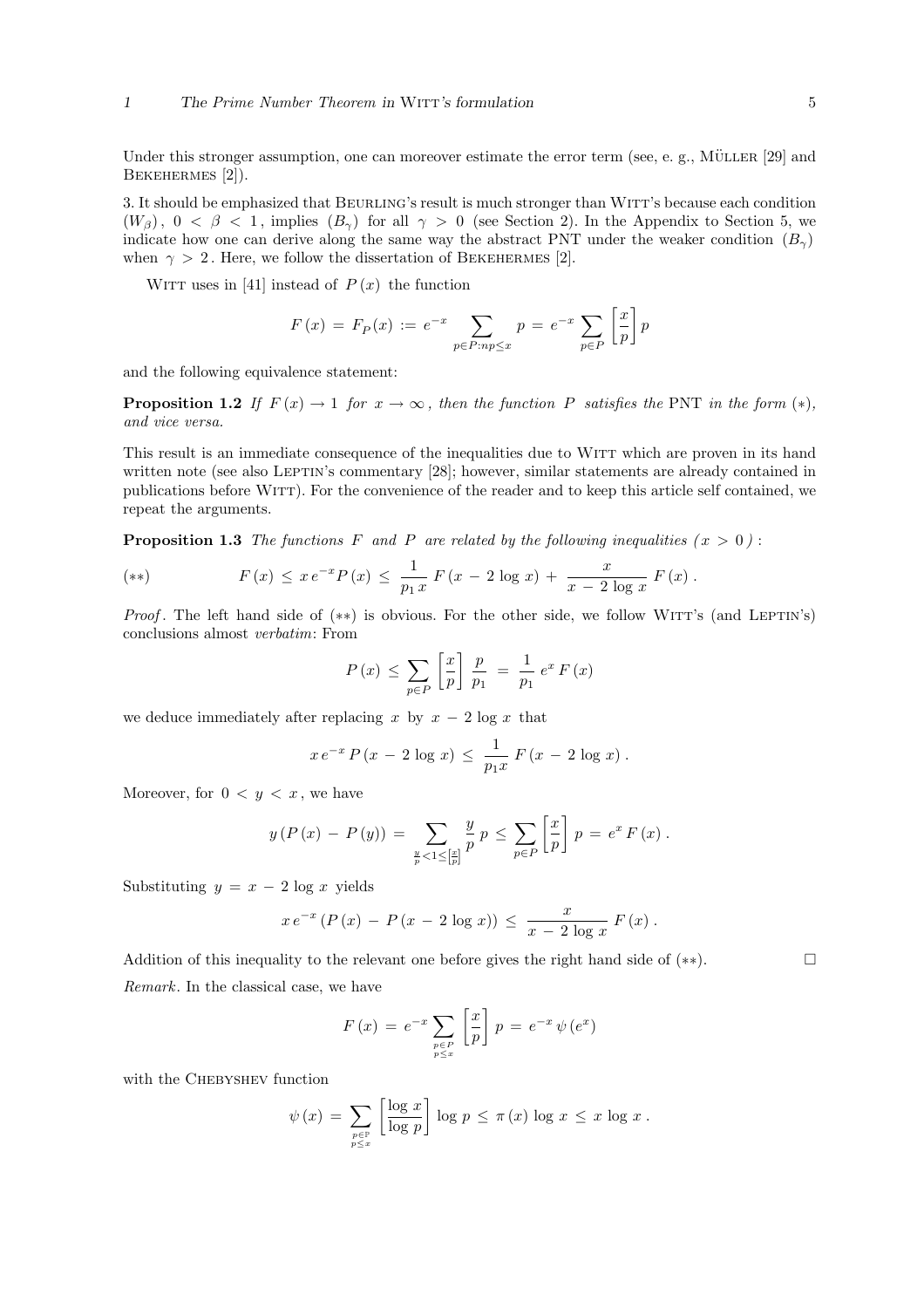Under this stronger assumption, one can moreover estimate the error term (see, e. g., MÜLLER [29] and BEKEHERMES [2]).

3. It should be emphasized that BEURLING's result is much stronger than WITT's because each condition $(W_\beta)$, $0 < \beta < 1$, implies $(B_\gamma)$ for all $\gamma > 0$ (see Section 2). In the Appendix to Section 5, we indicate how one can derive along the same way the abstract PNT under the weaker condition $(B_\gamma)$ when $\gamma > 2$. Here, we follow the dissertation of BEKEHERMES [2].

WITT uses in [41] instead of $P(x)$ the function

$$F(x) = F_P(x) := e^{-x} \sum_{p \in P : np \leq x} p = e^{-x} \sum_{p \in P} \left[ \frac{x}{p} \right] p$$

and the following equivalence statement:

**Proposition 1.2** *If $F(x) \to 1$ for $x \to \infty$, then the function $P$ satisfies the* PNT *in the form* $(*)$, *and vice versa.*

This result is an immediate consequence of the inequalities due to WITT which are proven in its hand written note (see also LEPTIN's commentary [28]; however, similar statements are already contained in publications before WITT). For the convenience of the reader and to keep this article self contained, we repeat the arguments.

**Proposition 1.3** *The functions $F$ and $P$ are related by the following inequalities ($x > 0$):*

$$(**) \qquad F(x) \leq x\, e^{-x} P(x) \leq \frac{1}{p_1 x} F(x - 2 \log x) + \frac{x}{x - 2 \log x} F(x)\,.$$

*Proof*. The left hand side of $(**)$ is obvious. For the other side, we follow WITT's (and LEPTIN's) conclusions almost *verbatim*: From

$$P(x) \leq \sum_{p \in P} \left[ \frac{x}{p} \right] \frac{p}{p_1} = \frac{1}{p_1} e^x F(x)$$

we deduce immediately after replacing $x$ by $x - 2 \log x$ that

$$x\, e^{-x} P(x - 2 \log x) \leq \frac{1}{p_1 x} F(x - 2 \log x)\,.$$

Moreover, for $0 < y < x$, we have

$$y\,(P(x) - P(y)) = \sum_{\frac{y}{p} < 1 \leq \left[\frac{x}{p}\right]} \frac{y}{p}\, p \leq \sum_{p \in P} \left[ \frac{x}{p} \right] p = e^x F(x)\,.$$

Substituting $y = x - 2 \log x$ yields

$$x\, e^{-x} (P(x) - P(x - 2 \log x)) \leq \frac{x}{x - 2 \log x} F(x)\,.$$

Addition of this inequality to the relevant one before gives the right hand side of $(**)$. $\square$

*Remark*. In the classical case, we have

$$F(x) = e^{-x} \sum_{\substack{p \in P \\ p \leq x}} \left[ \frac{x}{p} \right] p = e^{-x} \psi(e^x)$$

with the CHEBYSHEV function

$$\psi(x) = \sum_{\substack{p \in \mathbb{P} \\ p \leq x}} \left[ \frac{\log x}{\log p} \right] \log p \leq \pi(x) \log x \leq x \log x\,.$$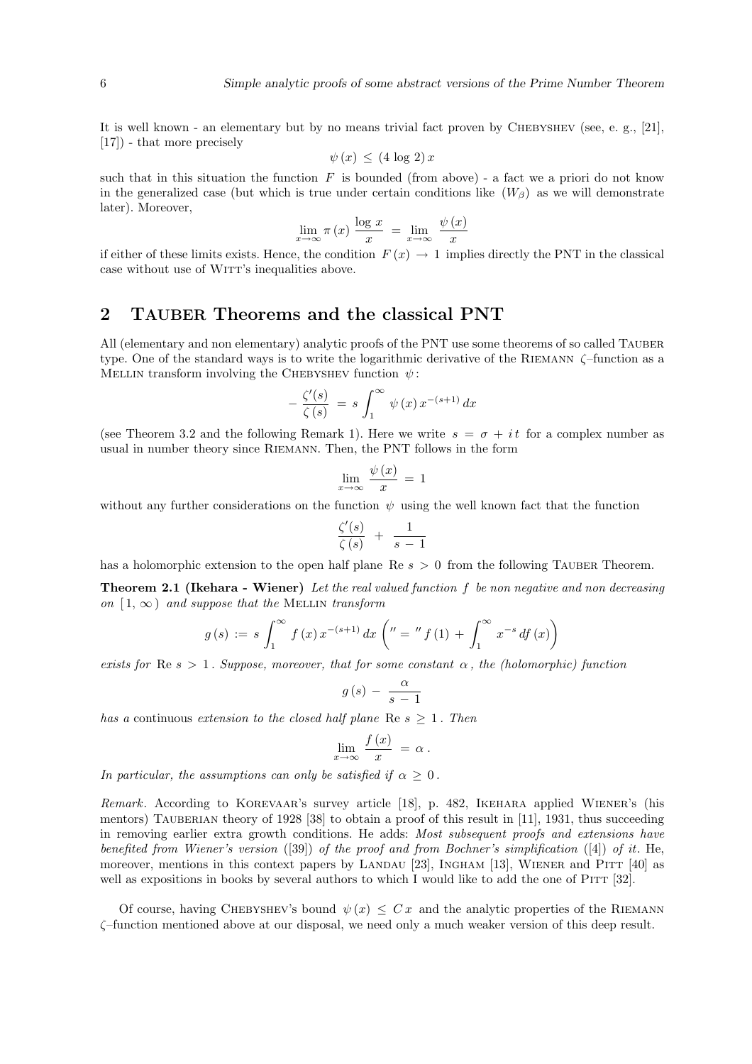It is well known - an elementary but by no means trivial fact proven by Chebyshev (see, e. g., [21], [17]) - that more precisely

$$\psi(x) \leq (4 \log 2) x$$

such that in this situation the function $F$ is bounded (from above) - a fact we a priori do not know in the generalized case (but which is true under certain conditions like $(W_\beta)$ as we will demonstrate later). Moreover,

$$\lim_{x \to \infty} \pi(x) \frac{\log x}{x} = \lim_{x \to \infty} \frac{\psi(x)}{x}$$

if either of these limits exists. Hence, the condition $F(x) \to 1$ implies directly the PNT in the classical case without use of Witt's inequalities above.

## 2 Tauber Theorems and the classical PNT

All (elementary and non elementary) analytic proofs of the PNT use some theorems of so called Tauber type. One of the standard ways is to write the logarithmic derivative of the Riemann $\zeta$–function as a Mellin transform involving the Chebyshev function $\psi$:

$$-\frac{\zeta'(s)}{\zeta(s)} = s \int_1^\infty \psi(x) x^{-(s+1)} \, dx$$

(see Theorem 3.2 and the following Remark 1). Here we write $s = \sigma + i t$ for a complex number as usual in number theory since Riemann. Then, the PNT follows in the form

$$\lim_{x \to \infty} \frac{\psi(x)}{x} = 1$$

without any further considerations on the function $\psi$ using the well known fact that the function

$$\frac{\zeta'(s)}{\zeta(s)} + \frac{1}{s - 1}$$

has a holomorphic extension to the open half plane $\text{Re } s > 0$ from the following Tauber Theorem.

**Theorem 2.1 (Ikehara - Wiener)** *Let the real valued function $f$ be non negative and non decreasing on $[1, \infty)$ and suppose that the* Mellin *transform*

$$g(s) := s \int_1^\infty f(x) x^{-(s+1)} \, dx \left( " = " \, f(1) + \int_1^\infty x^{-s} \, df(x) \right)$$

*exists for* $\text{Re } s > 1$. *Suppose, moreover, that for some constant* $\alpha$, *the (holomorphic) function*

$$g(s) - \frac{\alpha}{s - 1}$$

*has a* continuous *extension to the closed half plane* $\text{Re } s \geq 1$. *Then*

$$\lim_{x \to \infty} \frac{f(x)}{x} = \alpha \, .$$

*In particular, the assumptions can only be satisfied if* $\alpha \geq 0$.

*Remark*. According to Korevaar's survey article [18], p. 482, Ikehara applied Wiener's (his mentors) Tauberian theory of 1928 [38] to obtain a proof of this result in [11], 1931, thus succeeding in removing earlier extra growth conditions. He adds: *Most subsequent proofs and extensions have benefited from Wiener's version* ([39]) *of the proof and from Bochner's simplification* ([4]) *of it.* He, moreover, mentions in this context papers by Landau [23], Ingham [13], Wiener and Pitt [40] as well as expositions in books by several authors to which I would like to add the one of Pitt [32].

Of course, having Chebyshev's bound $\psi(x) \leq C x$ and the analytic properties of the Riemann $\zeta$–function mentioned above at our disposal, we need only a much weaker version of this deep result.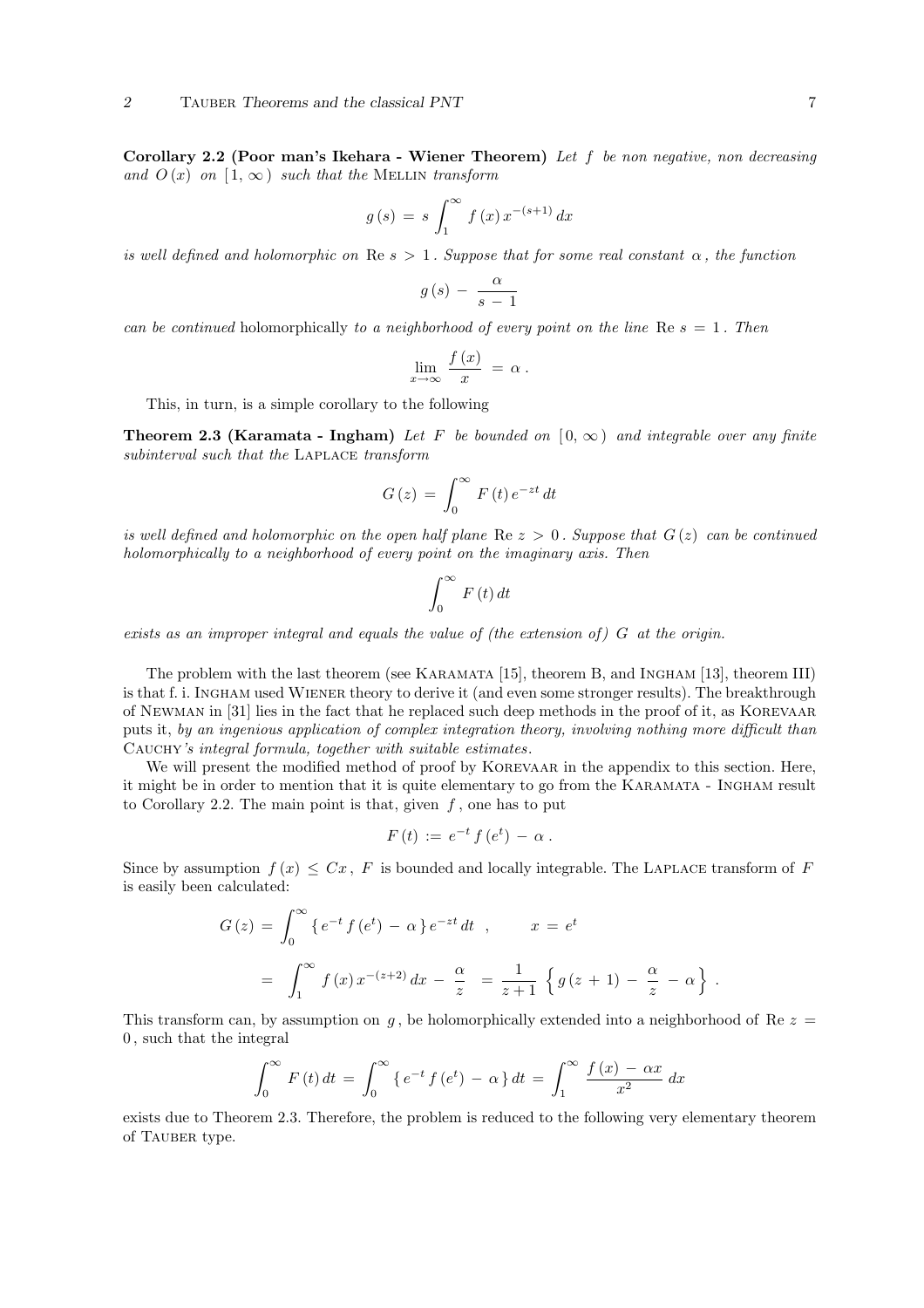**Corollary 2.2 (Poor man's Ikehara - Wiener Theorem)** *Let $f$ be non negative, non decreasing and $O(x)$ on $[1, \infty)$ such that the* Mellin *transform*

$$g(s) = s \int_1^\infty f(x) x^{-(s+1)} dx$$

*is well defined and holomorphic on* $\operatorname{Re} s > 1$ *. Suppose that for some real constant $\alpha$, the function*

$$g(s) - \frac{\alpha}{s - 1}$$

*can be continued* holomorphically *to a neighborhood of every point on the line* $\operatorname{Re} s = 1$ *. Then*

$$\lim_{x \to \infty} \frac{f(x)}{x} = \alpha .$$

This, in turn, is a simple corollary to the following

**Theorem 2.3 (Karamata - Ingham)** *Let $F$ be bounded on $[0, \infty)$ and integrable over any finite subinterval such that the* Laplace *transform*

$$G(z) = \int_0^\infty F(t) e^{-zt} dt$$

*is well defined and holomorphic on the open half plane* $\operatorname{Re} z > 0$ *. Suppose that $G(z)$ can be continued holomorphically to a neighborhood of every point on the imaginary axis. Then*

$$\int_0^\infty F(t) dt$$

*exists as an improper integral and equals the value of (the extension of) $G$ at the origin.*

The problem with the last theorem (see Karamata [15], theorem B, and Ingham [13], theorem III) is that f. i. Ingham used Wiener theory to derive it (and even some stronger results). The breakthrough of Newman in [31] lies in the fact that he replaced such deep methods in the proof of it, as Korevaar puts it, *by an ingenious application of complex integration theory, involving nothing more difficult than* Cauchy*'s integral formula, together with suitable estimates.*

We will present the modified method of proof by Korevaar in the appendix to this section. Here, it might be in order to mention that it is quite elementary to go from the Karamata - Ingham result to Corollary 2.2. The main point is that, given $f$, one has to put

$$F(t) := e^{-t} f(e^t) - \alpha .$$

Since by assumption $f(x) \le Cx$, $F$ is bounded and locally integrable. The Laplace transform of $F$ is easily been calculated:

$$\begin{aligned} G(z) &= \int_0^\infty \{ e^{-t} f(e^t) - \alpha \} e^{-zt} dt \quad , \qquad x = e^t \\ &= \int_1^\infty f(x) x^{-(z+2)} dx - \frac{\alpha}{z} = \frac{1}{z+1} \left\{ g(z+1) - \frac{\alpha}{z} - \alpha \right\} . \end{aligned}$$

This transform can, by assumption on $g$, be holomorphically extended into a neighborhood of $\operatorname{Re} z = 0$, such that the integral

$$\int_0^\infty F(t) dt = \int_0^\infty \{ e^{-t} f(e^t) - \alpha \} dt = \int_1^\infty \frac{f(x) - \alpha x}{x^2} dx$$

exists due to Theorem 2.3. Therefore, the problem is reduced to the following very elementary theorem of Tauber type.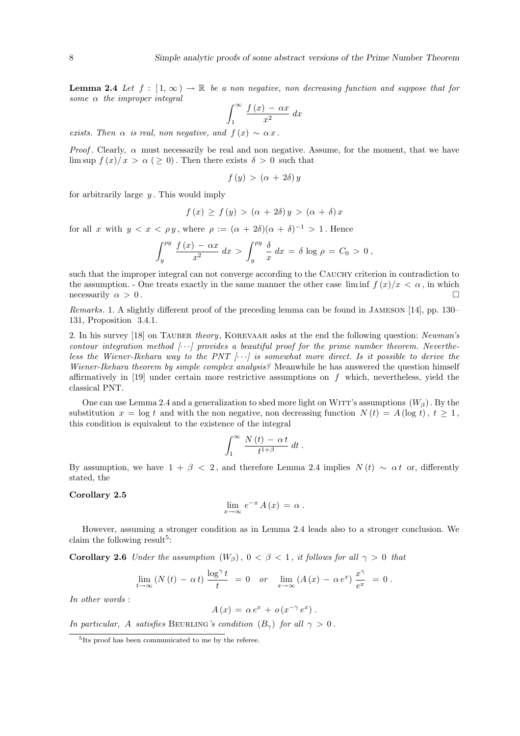**Lemma 2.4** *Let $f : [1, \infty) \to \mathbb{R}$ be a non negative, non decreasing function and suppose that for some $\alpha$ the improper integral*

$$\int_1^\infty \frac{f(x) - \alpha x}{x^2}\, dx$$

*exists. Then $\alpha$ is real, non negative, and $f(x) \sim \alpha x$.*

*Proof*. Clearly, $\alpha$ must necessarily be real and non negative. Assume, for the moment, that we have $\limsup f(x)/x > \alpha\ (\geq 0)$. Then there exists $\delta > 0$ such that

$$f(y) > (\alpha + 2\delta)\, y$$

for arbitrarily large $y$. This would imply

$$f(x) \geq f(y) > (\alpha + 2\delta)\, y > (\alpha + \delta)\, x$$

for all $x$ with $y < x < \rho y$, where $\rho := (\alpha + 2\delta)(\alpha + \delta)^{-1} > 1$. Hence

$$\int_y^{\rho y} \frac{f(x) - \alpha x}{x^2}\, dx > \int_y^{\rho y} \frac{\delta}{x}\, dx = \delta \log \rho = C_0 > 0\,,$$

such that the improper integral can not converge according to the Cauchy criterion in contradiction to the assumption. - One treats exactly in the same manner the other case $\liminf f(x)/x < \alpha$, in which necessarily $\alpha > 0$. □

*Remarks*. 1. A slightly different proof of the preceding lemma can be found in Jameson [14], pp. 130–131, Proposition 3.4.1.

2. In his survey [18] on Tauber *theory*, Korevaar asks at the end the following question: *Newman's contour integration method [⋯] provides a beautiful proof for the prime number theorem. Nevertheless the Wiener-Ikehara way to the PNT [⋯] is somewhat more direct. Is it possible to derive the Wiener-Ikehara theorem by simple complex analysis?* Meanwhile he has answered the question himself affirmatively in [19] under certain more restrictive assumptions on $f$ which, nevertheless, yield the classical PNT.

One can use Lemma 2.4 and a generalization to shed more light on Witt's assumptions $(W_\beta)$. By the substitution $x = \log t$ and with the non negative, non decreasing function $N(t) = A(\log t)$, $t \geq 1$, this condition is equivalent to the existence of the integral

$$\int_1^\infty \frac{N(t) - \alpha t}{t^{1+\beta}}\, dt\,.$$

By assumption, we have $1 + \beta < 2$, and therefore Lemma 2.4 implies $N(t) \sim \alpha t$ or, differently stated, the

**Corollary 2.5**

$$\lim_{x \to \infty} e^{-x} A(x) = \alpha\,.$$

However, assuming a stronger condition as in Lemma 2.4 leads also to a stronger conclusion. We claim the following result[5]:

**Corollary 2.6** *Under the assumption $(W_\beta)$, $0 < \beta < 1$, it follows for all $\gamma > 0$ that*

$$\lim_{t \to \infty} (N(t) - \alpha t)\, \frac{\log^\gamma t}{t} = 0 \quad or \quad \lim_{x \to \infty} (A(x) - \alpha e^x)\, \frac{x^\gamma}{e^x} = 0\,.$$

*In other words* :

$$A(x) = \alpha e^x + o(x^{-\gamma} e^x)\,.$$

*In particular, $A$ satisfies Beurling's condition $(B_\gamma)$ for all $\gamma > 0$.*

[5] Its proof has been communicated to me by the referee.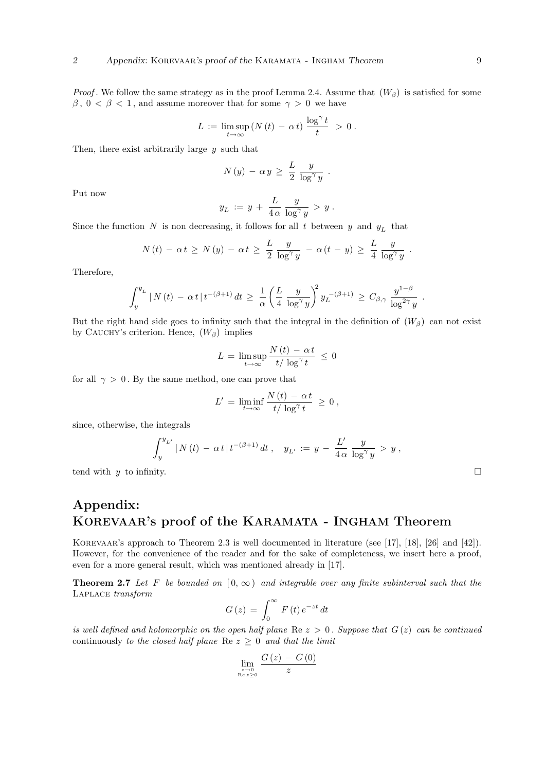*Proof*. We follow the same strategy as in the proof Lemma 2.4. Assume that $(W_\beta)$ is satisfied for some $\beta$, $0 < \beta < 1$, and assume moreover that for some $\gamma > 0$ we have

$$L := \limsup_{t\to\infty} (N(t) - \alpha t) \frac{\log^\gamma t}{t} > 0 .$$

Then, there exist arbitrarily large $y$ such that

$$N(y) - \alpha y \geq \frac{L}{2} \frac{y}{\log^\gamma y} .$$

Put now

$$y_L := y + \frac{L}{4\alpha} \frac{y}{\log^\gamma y} > y .$$

Since the function $N$ is non decreasing, it follows for all $t$ between $y$ and $y_L$ that

$$N(t) - \alpha t \geq N(y) - \alpha t \geq \frac{L}{2} \frac{y}{\log^\gamma y} - \alpha (t - y) \geq \frac{L}{4} \frac{y}{\log^\gamma y} .$$

Therefore,

$$\int_y^{y_L} | N(t) - \alpha t | t^{-(\beta+1)} dt \geq \frac{1}{\alpha} \left( \frac{L}{4} \frac{y}{\log^\gamma y} \right)^2 y_L^{-(\beta+1)} \geq C_{\beta,\gamma} \frac{y^{1-\beta}}{\log^{2\gamma} y} .$$

But the right hand side goes to infinity such that the integral in the definition of $(W_\beta)$ can not exist by Cauchy's criterion. Hence, $(W_\beta)$ implies

$$L = \limsup_{t\to\infty} \frac{N(t) - \alpha t}{t/ \log^\gamma t} \leq 0$$

for all $\gamma > 0$. By the same method, one can prove that

$$L' = \liminf_{t\to\infty} \frac{N(t) - \alpha t}{t/ \log^\gamma t} \geq 0 ,$$

since, otherwise, the integrals

$$\int_y^{y_{L'}} | N(t) - \alpha t | t^{-(\beta+1)} dt , \quad y_{L'} := y - \frac{L'}{4\alpha} \frac{y}{\log^\gamma y} > y ,$$

tend with $y$ to infinity. □

# Appendix: Korevaar's proof of the Karamata - Ingham Theorem

Korevaar's approach to Theorem 2.3 is well documented in literature (see [17], [18], [26] and [42]). However, for the convenience of the reader and for the sake of completeness, we insert here a proof, even for a more general result, which was mentioned already in [17].

**Theorem 2.7** *Let $F$ be bounded on $[0, \infty)$ and integrable over any finite subinterval such that the* Laplace *transform*

$$G(z) = \int_0^\infty F(t) e^{-zt} dt$$

*is well defined and holomorphic on the open half plane* $\mathrm{Re}\, z > 0$ *. Suppose that $G(z)$ can be continued* continuously *to the closed half plane* $\mathrm{Re}\, z \geq 0$ *and that the limit*

$$\lim_{\substack{z\to 0\\ \mathrm{Re}\, z \geq 0}} \frac{G(z) - G(0)}{z}$$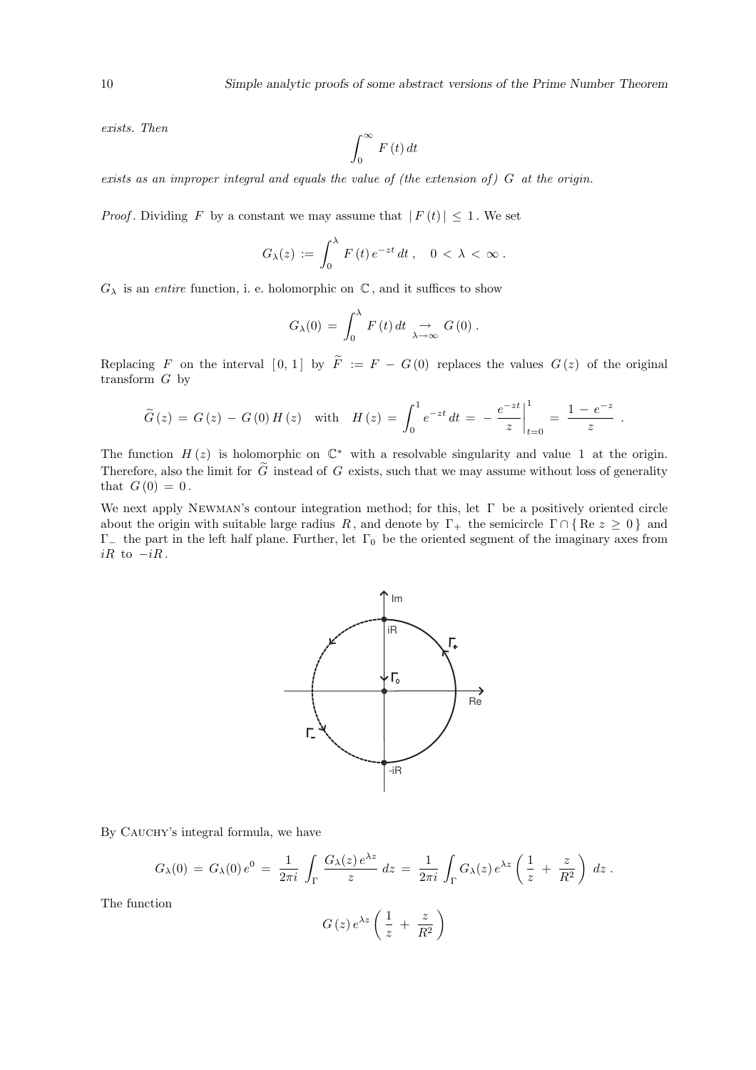*exists. Then*

$$\int_0^\infty F(t)\,dt$$

*exists as an improper integral and equals the value of (the extension of) $G$ at the origin.*

*Proof*. Dividing $F$ by a constant we may assume that $|F(t)| \le 1$. We set

$$G_\lambda(z) := \int_0^\lambda F(t)\,e^{-zt}\,dt\,, \quad 0 < \lambda < \infty\,.$$

$G_\lambda$ is an *entire* function, i. e. holomorphic on $\mathbb{C}$, and it suffices to show

$$G_\lambda(0) = \int_0^\lambda F(t)\,dt \underset{\lambda\to\infty}{\to} G(0)\,.$$

Replacing $F$ on the interval $[0, 1]$ by $\widetilde{F} := F - G(0)$ replaces the values $G(z)$ of the original transform $G$ by

$$\widetilde{G}(z) = G(z) - G(0)\,H(z) \quad \text{with} \quad H(z) = \int_0^1 e^{-zt}\,dt = -\left.\frac{e^{-zt}}{z}\right|_{t=0}^{1} = \frac{1 - e^{-z}}{z}\,.$$

The function $H(z)$ is holomorphic on $\mathbb{C}^*$ with a resolvable singularity and value 1 at the origin. Therefore, also the limit for $\widetilde{G}$ instead of $G$ exists, such that we may assume without loss of generality that $G(0) = 0$.

We next apply Newman's contour integration method; for this, let $\Gamma$ be a positively oriented circle about the origin with suitable large radius $R$, and denote by $\Gamma_+$ the semicircle $\Gamma \cap \{\operatorname{Re} z \ge 0\}$ and $\Gamma_-$ the part in the left half plane. Further, let $\Gamma_0$ be the oriented segment of the imaginary axes from $iR$ to $-iR$.

By Cauchy's integral formula, we have

$$G_\lambda(0) = G_\lambda(0)\,e^0 = \frac{1}{2\pi i}\int_\Gamma \frac{G_\lambda(z)\,e^{\lambda z}}{z}\,dz = \frac{1}{2\pi i}\int_\Gamma G_\lambda(z)\,e^{\lambda z}\left(\frac{1}{z} + \frac{z}{R^2}\right)dz\,.$$

The function

$$G(z)\,e^{\lambda z}\left(\frac{1}{z} + \frac{z}{R^2}\right)$$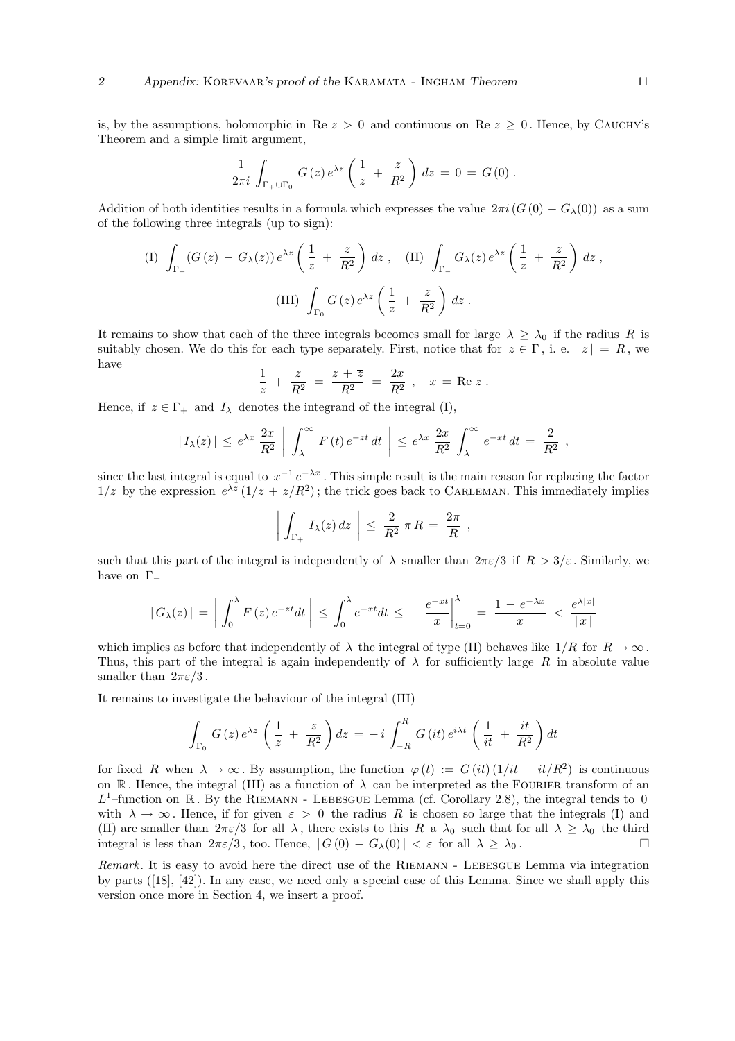is, by the assumptions, holomorphic in $\operatorname{Re} z > 0$ and continuous on $\operatorname{Re} z \geq 0$. Hence, by CAUCHY's Theorem and a simple limit argument,

$$\frac{1}{2\pi i} \int_{\Gamma_+ \cup \Gamma_0} G(z)\, e^{\lambda z} \left( \frac{1}{z} + \frac{z}{R^2} \right) dz = 0 = G(0)\,.$$

Addition of both identities results in a formula which expresses the value $2\pi i\,(G(0) - G_\lambda(0))$ as a sum of the following three integrals (up to sign):

$$\text{(I)} \int_{\Gamma_+} (G(z) - G_\lambda(z))\, e^{\lambda z} \left( \frac{1}{z} + \frac{z}{R^2} \right) dz\,, \quad \text{(II)} \int_{\Gamma_-} G_\lambda(z)\, e^{\lambda z} \left( \frac{1}{z} + \frac{z}{R^2} \right) dz\,,$$

$$\text{(III)} \int_{\Gamma_0} G(z)\, e^{\lambda z} \left( \frac{1}{z} + \frac{z}{R^2} \right) dz\,.$$

It remains to show that each of the three integrals becomes small for large $\lambda \geq \lambda_0$ if the radius $R$ is suitably chosen. We do this for each type separately. First, notice that for $z \in \Gamma$, i. e. $|z| = R$, we have

$$\frac{1}{z} + \frac{z}{R^2} = \frac{z + \overline{z}}{R^2} = \frac{2x}{R^2}\,, \quad x = \operatorname{Re} z\,.$$

Hence, if $z \in \Gamma_+$ and $I_\lambda$ denotes the integrand of the integral (I),

$$|I_\lambda(z)| \leq e^{\lambda x}\, \frac{2x}{R^2} \left| \int_\lambda^\infty F(t)\, e^{-zt}\, dt \right| \leq e^{\lambda x}\, \frac{2x}{R^2} \int_\lambda^\infty e^{-xt}\, dt = \frac{2}{R^2}\,,$$

since the last integral is equal to $x^{-1}\, e^{-\lambda x}$. This simple result is the main reason for replacing the factor $1/z$ by the expression $e^{\lambda z}\,(1/z + z/R^2)$; the trick goes back to CARLEMAN. This immediately implies

$$\left| \int_{\Gamma_+} I_\lambda(z)\, dz \right| \leq \frac{2}{R^2}\, \pi R = \frac{2\pi}{R}\,,$$

such that this part of the integral is independently of $\lambda$ smaller than $2\pi\varepsilon/3$ if $R > 3/\varepsilon$. Similarly, we have on $\Gamma_-$

$$|G_\lambda(z)| = \left| \int_0^\lambda F(z)\, e^{-zt} dt \right| \leq \int_0^\lambda e^{-xt} dt \leq - \left. \frac{e^{-xt}}{x} \right|_{t=0}^{\lambda} = \frac{1 - e^{-\lambda x}}{x} < \frac{e^{\lambda |x|}}{|x|}$$

which implies as before that independently of $\lambda$ the integral of type (II) behaves like $1/R$ for $R \to \infty$. Thus, this part of the integral is again independently of $\lambda$ for sufficiently large $R$ in absolute value smaller than $2\pi\varepsilon/3$.

It remains to investigate the behaviour of the integral (III)

$$\int_{\Gamma_0} G(z)\, e^{\lambda z} \left( \frac{1}{z} + \frac{z}{R^2} \right) dz = -i \int_{-R}^{R} G(it)\, e^{i\lambda t} \left( \frac{1}{it} + \frac{it}{R^2} \right) dt$$

for fixed $R$ when $\lambda \to \infty$. By assumption, the function $\varphi(t) := G(it)\,(1/it + it/R^2)$ is continuous on $\mathbb{R}$. Hence, the integral (III) as a function of $\lambda$ can be interpreted as the FOURIER transform of an $L^1$–function on $\mathbb{R}$. By the RIEMANN - LEBESGUE Lemma (cf. Corollary 2.8), the integral tends to 0 with $\lambda \to \infty$. Hence, if for given $\varepsilon > 0$ the radius $R$ is chosen so large that the integrals (I) and (II) are smaller than $2\pi\varepsilon/3$ for all $\lambda$, there exists to this $R$ a $\lambda_0$ such that for all $\lambda \geq \lambda_0$ the third integral is less than $2\pi\varepsilon/3$, too. Hence, $|G(0) - G_\lambda(0)| < \varepsilon$ for all $\lambda \geq \lambda_0$. □

*Remark*. It is easy to avoid here the direct use of the RIEMANN - LEBESGUE Lemma via integration by parts ([18], [42]). In any case, we need only a special case of this Lemma. Since we shall apply this version once more in Section 4, we insert a proof.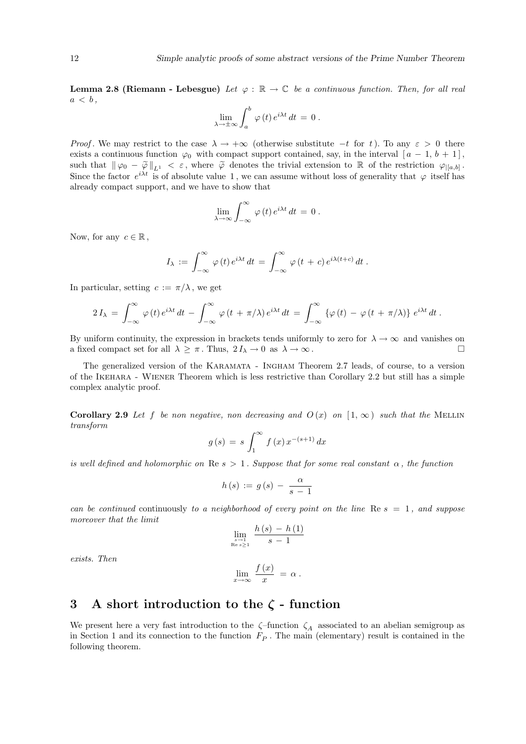**Lemma 2.8 (Riemann - Lebesgue)** *Let $\varphi : \mathbb{R} \to \mathbb{C}$ be a continuous function. Then, for all real $a < b$,*

$$\lim_{\lambda \to \pm\infty} \int_a^b \varphi(t)\, e^{i\lambda t}\, dt = 0 .$$

*Proof*. We may restrict to the case $\lambda \to +\infty$ (otherwise substitute $-t$ for $t$). To any $\varepsilon > 0$ there exists a continuous function $\varphi_0$ with compact support contained, say, in the interval $[\, a - 1, b + 1\,]$, such that $\| \varphi_0 - \widetilde{\varphi} \|_{L^1} < \varepsilon$, where $\widetilde{\varphi}$ denotes the trivial extension to $\mathbb{R}$ of the restriction $\varphi_{|[a,b]}$. Since the factor $e^{i\lambda t}$ is of absolute value 1, we can assume without loss of generality that $\varphi$ itself has already compact support, and we have to show that

$$\lim_{\lambda \to \infty} \int_{-\infty}^{\infty} \varphi(t)\, e^{i\lambda t}\, dt = 0 .$$

Now, for any $c \in \mathbb{R}$,

$$I_\lambda := \int_{-\infty}^{\infty} \varphi(t)\, e^{i\lambda t}\, dt = \int_{-\infty}^{\infty} \varphi(t + c)\, e^{i\lambda (t+c)}\, dt .$$

In particular, setting $c := \pi/\lambda$, we get

$$2\, I_\lambda = \int_{-\infty}^{\infty} \varphi(t)\, e^{i\lambda t}\, dt - \int_{-\infty}^{\infty} \varphi(t + \pi/\lambda)\, e^{i\lambda t}\, dt = \int_{-\infty}^{\infty} \{\varphi(t) - \varphi(t + \pi/\lambda)\}\, e^{i\lambda t}\, dt .$$

By uniform continuity, the expression in brackets tends uniformly to zero for $\lambda \to \infty$ and vanishes on a fixed compact set for all $\lambda \geq \pi$. Thus, $2\, I_\lambda \to 0$ as $\lambda \to \infty$. □

The generalized version of the Karamata - Ingham Theorem 2.7 leads, of course, to a version of the Ikehara - Wiener Theorem which is less restrictive than Corollary 2.2 but still has a simple complex analytic proof.

**Corollary 2.9** *Let $f$ be non negative, non decreasing and $O(x)$ on $[1, \infty)$ such that the* Mellin *transform*

$$g(s) = s \int_1^{\infty} f(x)\, x^{-(s+1)}\, dx$$

*is well defined and holomorphic on* $\operatorname{Re} s > 1$. *Suppose that for some real constant $\alpha$, the function*

$$h(s) := g(s) - \frac{\alpha}{s - 1}$$

*can be continued* continuously *to a neighborhood of every point on the line* $\operatorname{Re} s = 1$, *and suppose moreover that the limit*

$$\lim_{\substack{s \to 1 \\ \operatorname{Re} s \geq 1}} \frac{h(s) - h(1)}{s - 1}$$

*exists. Then*

$$\lim_{x \to \infty} \frac{f(x)}{x} = \alpha .$$

## 3 A short introduction to the $\zeta$ - function

We present here a very fast introduction to the $\zeta$–function $\zeta_A$ associated to an abelian semigroup as in Section 1 and its connection to the function $F_P$. The main (elementary) result is contained in the following theorem.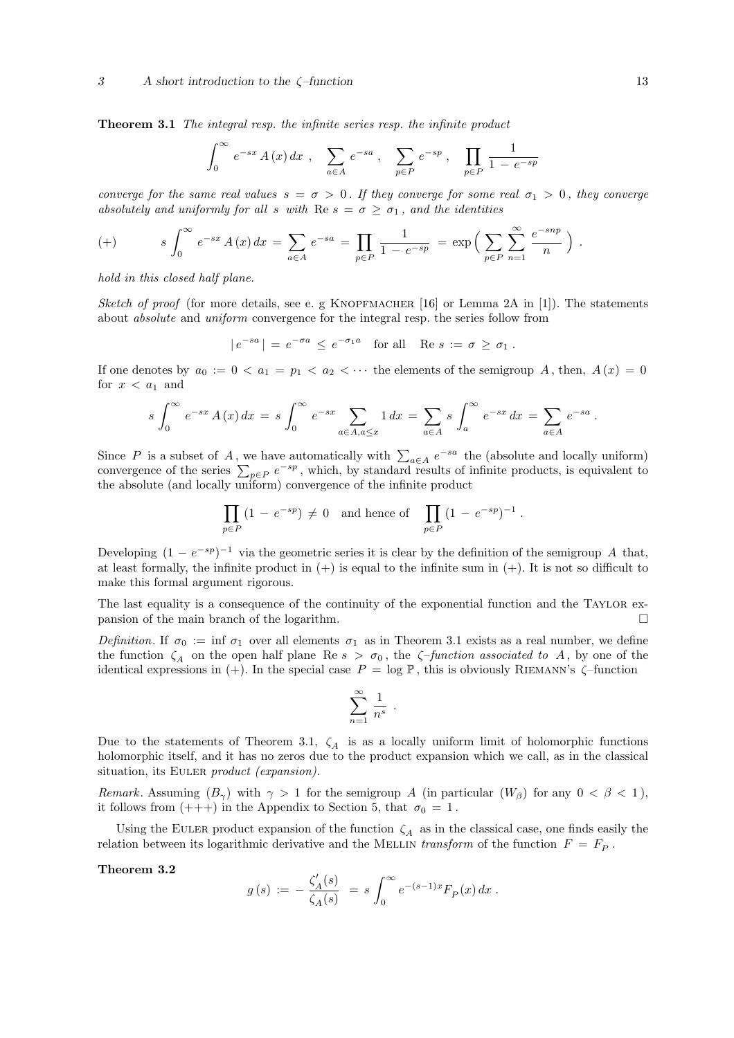**Theorem 3.1** *The integral resp. the infinite series resp. the infinite product*

$$\int_0^\infty e^{-sx}\, A(x)\, dx \ , \quad \sum_{a \in A} e^{-sa} \ , \quad \sum_{p \in P} e^{-sp} \ , \quad \prod_{p \in P} \frac{1}{1 - e^{-sp}}$$

*converge for the same real values* $s = \sigma > 0$. *If they converge for some real* $\sigma_1 > 0$, *they converge absolutely and uniformly for all* $s$ *with* $\mathrm{Re}\, s = \sigma \geq \sigma_1$, *and the identities*

$$(+) \qquad s \int_0^\infty e^{-sx}\, A(x)\, dx = \sum_{a \in A} e^{-sa} = \prod_{p \in P} \frac{1}{1 - e^{-sp}} = \exp\Big( \sum_{p \in P} \sum_{n=1}^{\infty} \frac{e^{-snp}}{n} \Big) \ .$$

*hold in this closed half plane.*

*Sketch of proof* (for more details, see e. g KNOPFMACHER [16] or Lemma 2A in [1]). The statements about *absolute* and *uniform* convergence for the integral resp. the series follow from

$$|\, e^{-sa}\,| = e^{-\sigma a} \leq e^{-\sigma_1 a} \quad \text{for all} \quad \mathrm{Re}\, s := \sigma \geq \sigma_1 \ .$$

If one denotes by $a_0 := 0 < a_1 = p_1 < a_2 < \cdots$ the elements of the semigroup $A$, then, $A(x) = 0$ for $x < a_1$ and

$$s \int_0^\infty e^{-sx}\, A(x)\, dx = s \int_0^\infty e^{-sx} \sum_{a \in A, a \leq x} 1\, dx = \sum_{a \in A} s \int_a^\infty e^{-sx}\, dx = \sum_{a \in A} e^{-sa} \ .$$

Since $P$ is a subset of $A$, we have automatically with $\sum_{a \in A} e^{-sa}$ the (absolute and locally uniform) convergence of the series $\sum_{p \in P} e^{-sp}$, which, by standard results of infinite products, is equivalent to the absolute (and locally uniform) convergence of the infinite product

$$\prod_{p \in P} (1 - e^{-sp}) \neq 0 \quad \text{and hence of} \quad \prod_{p \in P} (1 - e^{-sp})^{-1} \ .$$

Developing $(1 - e^{-sp})^{-1}$ via the geometric series it is clear by the definition of the semigroup $A$ that, at least formally, the infinite product in (+) is equal to the infinite sum in (+). It is not so difficult to make this formal argument rigorous.

The last equality is a consequence of the continuity of the exponential function and the TAYLOR expansion of the main branch of the logarithm. □

*Definition.* If $\sigma_0 := \inf \sigma_1$ over all elements $\sigma_1$ as in Theorem 3.1 exists as a real number, we define the function $\zeta_A$ on the open half plane $\mathrm{Re}\, s > \sigma_0$, the *ζ–function associated to* $A$, by one of the identical expressions in (+). In the special case $P = \log \mathbb{P}$, this is obviously RIEMANN's ζ–function

$$\sum_{n=1}^{\infty} \frac{1}{n^s} \ .$$

Due to the statements of Theorem 3.1, $\zeta_A$ is as a locally uniform limit of holomorphic functions holomorphic itself, and it has no zeros due to the product expansion which we call, as in the classical situation, its EULER *product (expansion)*.

*Remark.* Assuming $(B_\gamma)$ with $\gamma > 1$ for the semigroup $A$ (in particular $(W_\beta)$ for any $0 < \beta < 1$), it follows from (+++) in the Appendix to Section 5, that $\sigma_0 = 1$.

Using the EULER product expansion of the function $\zeta_A$ as in the classical case, one finds easily the relation between its logarithmic derivative and the MELLIN *transform* of the function $F = F_P$.

**Theorem 3.2**

$$g(s) := -\, \frac{\zeta_A'(s)}{\zeta_A(s)} = s \int_0^\infty e^{-(s-1)x} F_P(x)\, dx \ .$$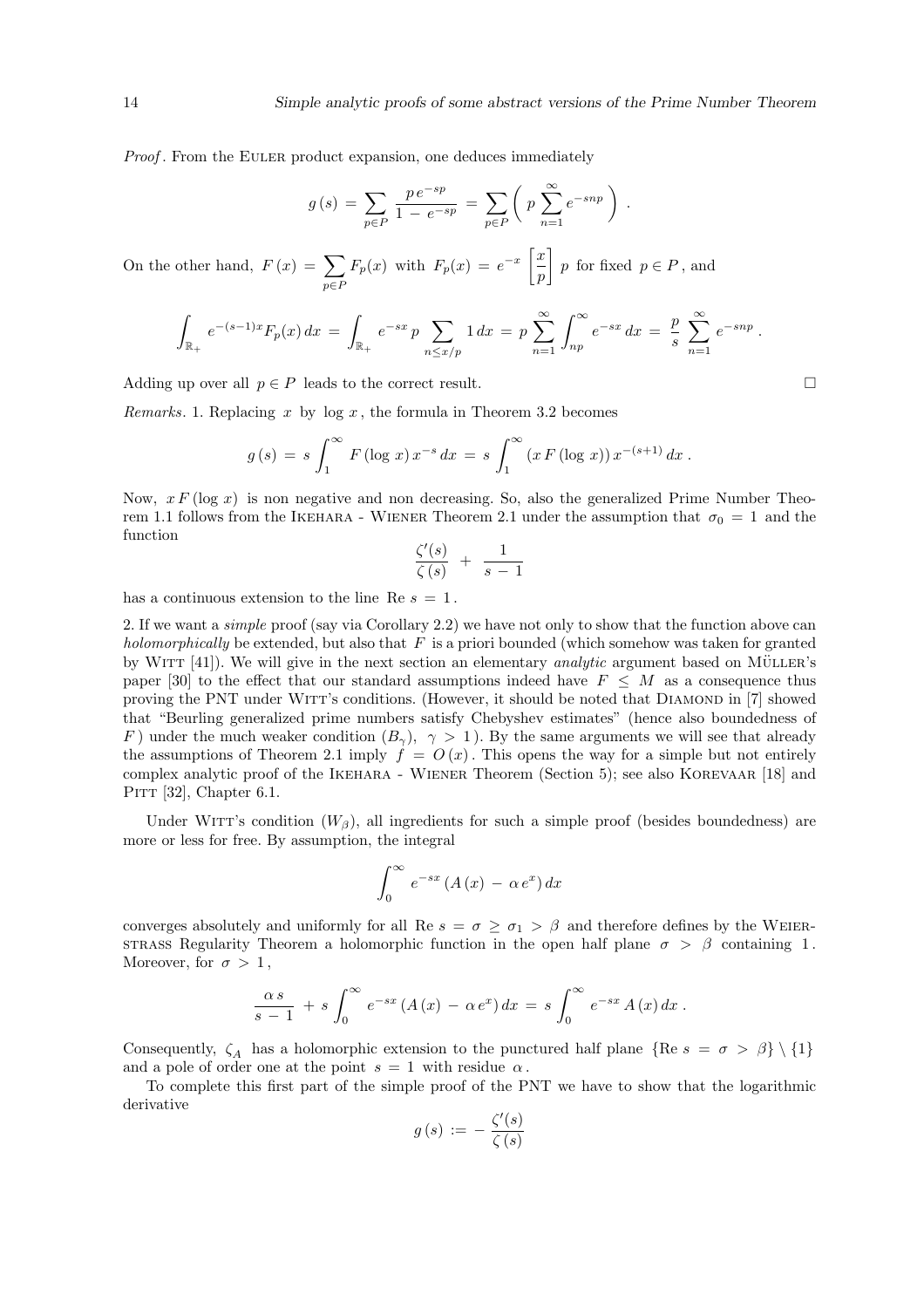*Proof*. From the Euler product expansion, one deduces immediately

$$g(s) = \sum_{p \in P} \frac{p\, e^{-sp}}{1 - e^{-sp}} = \sum_{p \in P} \left( p \sum_{n=1}^{\infty} e^{-snp} \right) .$$

On the other hand, $F(x) = \sum_{p \in P} F_p(x)$ with $F_p(x) = e^{-x} \left[ \frac{x}{p} \right] p$ for fixed $p \in P$, and

$$\int_{\mathbb{R}_+} e^{-(s-1)x} F_p(x)\, dx = \int_{\mathbb{R}_+} e^{-sx}\, p \sum_{n \le x/p} 1\, dx = p \sum_{n=1}^{\infty} \int_{np}^{\infty} e^{-sx}\, dx = \frac{p}{s} \sum_{n=1}^{\infty} e^{-snp} .$$

Adding up over all $p \in P$ leads to the correct result. □

*Remarks*. 1. Replacing $x$ by $\log x$, the formula in Theorem 3.2 becomes

$$g(s) = s \int_1^{\infty} F(\log x)\, x^{-s}\, dx = s \int_1^{\infty} (x\, F(\log x))\, x^{-(s+1)}\, dx .$$

Now, $x\, F(\log x)$ is non negative and non decreasing. So, also the generalized Prime Number Theorem 1.1 follows from the Ikehara - Wiener Theorem 2.1 under the assumption that $\sigma_0 = 1$ and the function

$$\frac{\zeta'(s)}{\zeta(s)} + \frac{1}{s-1}$$

has a continuous extension to the line $\mathrm{Re}\, s = 1$.

2. If we want a *simple* proof (say via Corollary 2.2) we have not only to show that the function above can *holomorphically* be extended, but also that $F$ is a priori bounded (which somehow was taken for granted by Witt [41]). We will give in the next section an elementary *analytic* argument based on Müller's paper [30] to the effect that our standard assumptions indeed have $F \le M$ as a consequence thus proving the PNT under Witt's conditions. (However, it should be noted that Diamond in [7] showed that "Beurling generalized prime numbers satisfy Chebyshev estimates" (hence also boundedness of $F$) under the much weaker condition $(B_\gamma)$, $\gamma > 1$). By the same arguments we will see that already the assumptions of Theorem 2.1 imply $f = O(x)$. This opens the way for a simple but not entirely complex analytic proof of the Ikehara - Wiener Theorem (Section 5); see also Korevaar [18] and Pitt [32], Chapter 6.1.

Under Witt's condition $(W_\beta)$, all ingredients for such a simple proof (besides boundedness) are more or less for free. By assumption, the integral

$$\int_0^{\infty} e^{-sx} \left( A(x) - \alpha\, e^x \right) dx$$

converges absolutely and uniformly for all $\mathrm{Re}\, s = \sigma \ge \sigma_1 > \beta$ and therefore defines by the Weierstrass Regularity Theorem a holomorphic function in the open half plane $\sigma > \beta$ containing 1. Moreover, for $\sigma > 1$,

$$\frac{\alpha\, s}{s-1} + s \int_0^{\infty} e^{-sx} \left( A(x) - \alpha\, e^x \right) dx = s \int_0^{\infty} e^{-sx}\, A(x)\, dx .$$

Consequently, $\zeta_A$ has a holomorphic extension to the punctured half plane $\{\mathrm{Re}\, s = \sigma > \beta\} \setminus \{1\}$ and a pole of order one at the point $s = 1$ with residue $\alpha$.

To complete this first part of the simple proof of the PNT we have to show that the logarithmic derivative

$$g(s) := -\frac{\zeta'(s)}{\zeta(s)}$$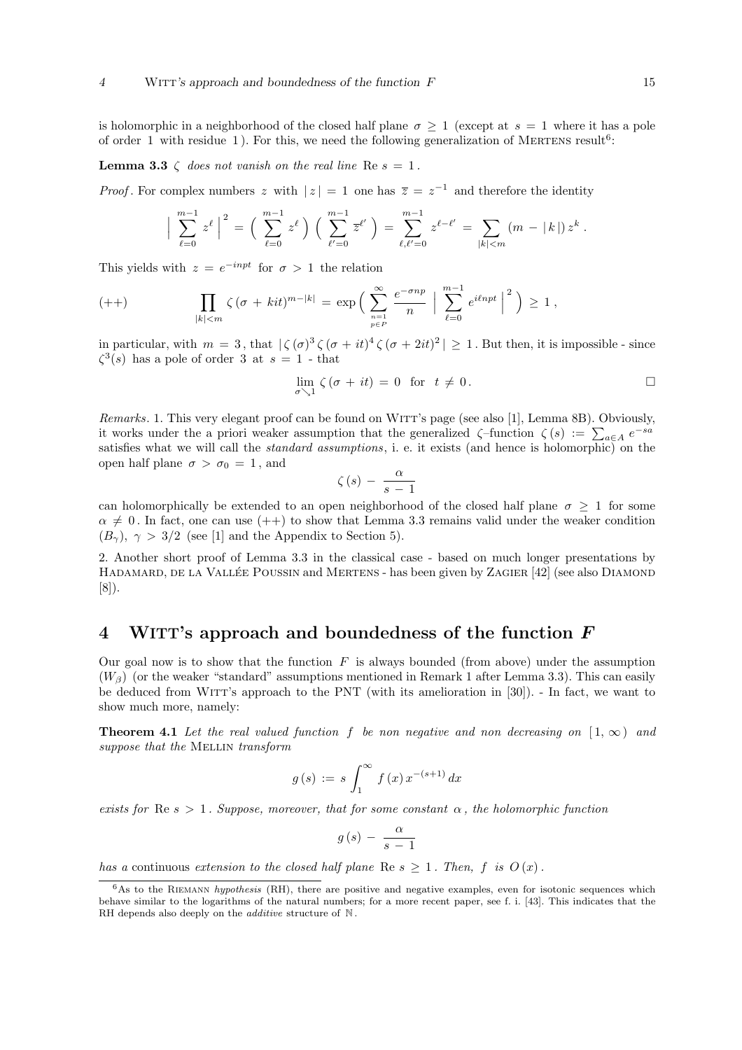is holomorphic in a neighborhood of the closed half plane $\sigma \geq 1$ (except at $s = 1$ where it has a pole of order $1$ with residue $1$). For this, we need the following generalization of MERTENS result[6]:

**Lemma 3.3** *$\zeta$ does not vanish on the real line* $\mathrm{Re}\, s = 1$.

*Proof*. For complex numbers $z$ with $|z| = 1$ one has $\overline{z} = z^{-1}$ and therefore the identity

$$\Big| \sum_{\ell=0}^{m-1} z^{\ell} \Big|^2 = \Big( \sum_{\ell=0}^{m-1} z^{\ell} \Big) \Big( \sum_{\ell'=0}^{m-1} \overline{z}^{\ell'} \Big) = \sum_{\ell,\ell'=0}^{m-1} z^{\ell-\ell'} = \sum_{|k|<m} (m - |k|)\, z^k \, .$$

This yields with $z = e^{-inpt}$ for $\sigma > 1$ the relation

$$(++) \qquad \prod_{|k|<m} \zeta\,(\sigma + kit)^{m-|k|} = \exp\Big( \sum_{\substack{n=1 \\ p\in P}}^{\infty} \frac{e^{-\sigma np}}{n} \, \Big| \sum_{\ell=0}^{m-1} e^{i\ell npt} \Big|^2 \Big) \geq 1 \, ,$$

in particular, with $m = 3$, that $|\zeta(\sigma)^3 \zeta(\sigma + it)^4 \zeta(\sigma + 2it)^2| \geq 1$. But then, it is impossible - since $\zeta^3(s)$ has a pole of order $3$ at $s = 1$ - that

$$\lim_{\sigma \searrow 1} \zeta\,(\sigma + it) = 0 \quad \text{for} \quad t \neq 0 \, . \qquad \square$$

*Remarks*. 1. This very elegant proof can be found on WITT's page (see also [1], Lemma 8B). Obviously, it works under the a priori weaker assumption that the generalized $\zeta$–function $\zeta(s) := \sum_{a\in A} e^{-sa}$ satisfies what we will call the *standard assumptions*, i. e. it exists (and hence is holomorphic) on the open half plane $\sigma > \sigma_0 = 1$, and

$$\zeta\,(s) - \frac{\alpha}{s - 1}$$

can holomorphically be extended to an open neighborhood of the closed half plane $\sigma \geq 1$ for some $\alpha \neq 0$. In fact, one can use $(++)$ to show that Lemma 3.3 remains valid under the weaker condition $(B_\gamma)$, $\gamma > 3/2$ (see [1] and the Appendix to Section 5).

2. Another short proof of Lemma 3.3 in the classical case - based on much longer presentations by HADAMARD, DE LA VALLÉE POUSSIN and MERTENS - has been given by ZAGIER [42] (see also DIAMOND [8]).

# 4 WITT's approach and boundedness of the function $F$

Our goal now is to show that the function $F$ is always bounded (from above) under the assumption $(W_\beta)$ (or the weaker "standard" assumptions mentioned in Remark 1 after Lemma 3.3). This can easily be deduced from WITT's approach to the PNT (with its amelioration in [30]). - In fact, we want to show much more, namely:

**Theorem 4.1** *Let the real valued function $f$ be non negative and non decreasing on $[1, \infty)$ and suppose that the* MELLIN *transform*

$$g\,(s) := s \int_1^{\infty} f\,(x)\, x^{-(s+1)}\, dx$$

*exists for* $\mathrm{Re}\, s > 1$. *Suppose, moreover, that for some constant $\alpha$, the holomorphic function*

$$g\,(s) - \frac{\alpha}{s - 1}$$

*has a* continuous *extension to the closed half plane* $\mathrm{Re}\, s \geq 1$. *Then, $f$ is $O\,(x)$.*

---

[6] As to the RIEMANN *hypothesis* (RH), there are positive and negative examples, even for isotonic sequences which behave similar to the logarithms of the natural numbers; for a more recent paper, see f. i. [43]. This indicates that the RH depends also deeply on the *additive* structure of $\mathbb{N}$.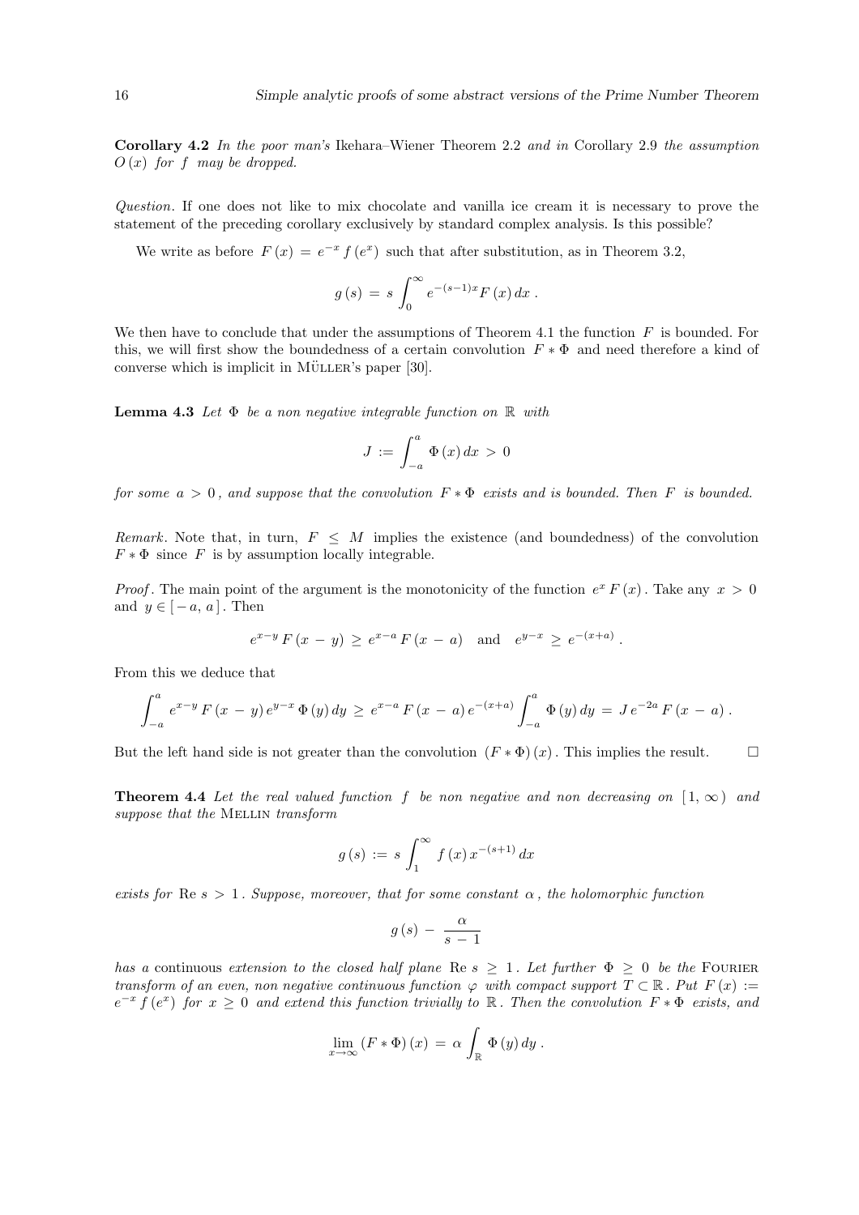**Corollary 4.2** *In the poor man's* Ikehara–Wiener Theorem 2.2 *and in* Corollary 2.9 *the assumption* $O(x)$ *for* $f$ *may be dropped.*

*Question.* If one does not like to mix chocolate and vanilla ice cream it is necessary to prove the statement of the preceding corollary exclusively by standard complex analysis. Is this possible?

We write as before $F(x) = e^{-x} f(e^x)$ such that after substitution, as in Theorem 3.2,

$$g(s) = s \int_0^\infty e^{-(s-1)x} F(x)\, dx .$$

We then have to conclude that under the assumptions of Theorem 4.1 the function $F$ is bounded. For this, we will first show the boundedness of a certain convolution $F * \Phi$ and need therefore a kind of converse which is implicit in Müller's paper [30].

**Lemma 4.3** *Let* $\Phi$ *be a non negative integrable function on* $\mathbb{R}$ *with*

$$J := \int_{-a}^{a} \Phi(x)\, dx > 0$$

*for some* $a > 0$, *and suppose that the convolution* $F * \Phi$ *exists and is bounded. Then* $F$ *is bounded.*

*Remark.* Note that, in turn, $F \leq M$ implies the existence (and boundedness) of the convolution $F * \Phi$ since $F$ is by assumption locally integrable.

*Proof.* The main point of the argument is the monotonicity of the function $e^x F(x)$. Take any $x > 0$ and $y \in [-a, a]$. Then

$$e^{x-y} F(x - y) \geq e^{x-a} F(x - a) \quad \text{and} \quad e^{y-x} \geq e^{-(x+a)} .$$

From this we deduce that

$$\int_{-a}^{a} e^{x-y} F(x - y)\, e^{y-x}\, \Phi(y)\, dy \geq e^{x-a} F(x - a)\, e^{-(x+a)} \int_{-a}^{a} \Phi(y)\, dy = J\, e^{-2a} F(x - a) .$$

But the left hand side is not greater than the convolution $(F * \Phi)(x)$. This implies the result. $\square$

**Theorem 4.4** *Let the real valued function* $f$ *be non negative and non decreasing on* $[1, \infty)$ *and suppose that the* Mellin *transform*

$$g(s) := s \int_1^\infty f(x)\, x^{-(s+1)}\, dx$$

*exists for* $\operatorname{Re} s > 1$. *Suppose, moreover, that for some constant* $\alpha$, *the holomorphic function*

$$g(s) - \frac{\alpha}{s - 1}$$

*has a* continuous *extension to the closed half plane* $\operatorname{Re} s \geq 1$. *Let further* $\Phi \geq 0$ *be the* Fourier *transform of an even, non negative continuous function* $\varphi$ *with compact support* $T \subset \mathbb{R}$. *Put* $F(x) := e^{-x} f(e^x)$ *for* $x \geq 0$ *and extend this function trivially to* $\mathbb{R}$. *Then the convolution* $F * \Phi$ *exists, and*

$$\lim_{x \to \infty} (F * \Phi)(x) = \alpha \int_{\mathbb{R}} \Phi(y)\, dy .$$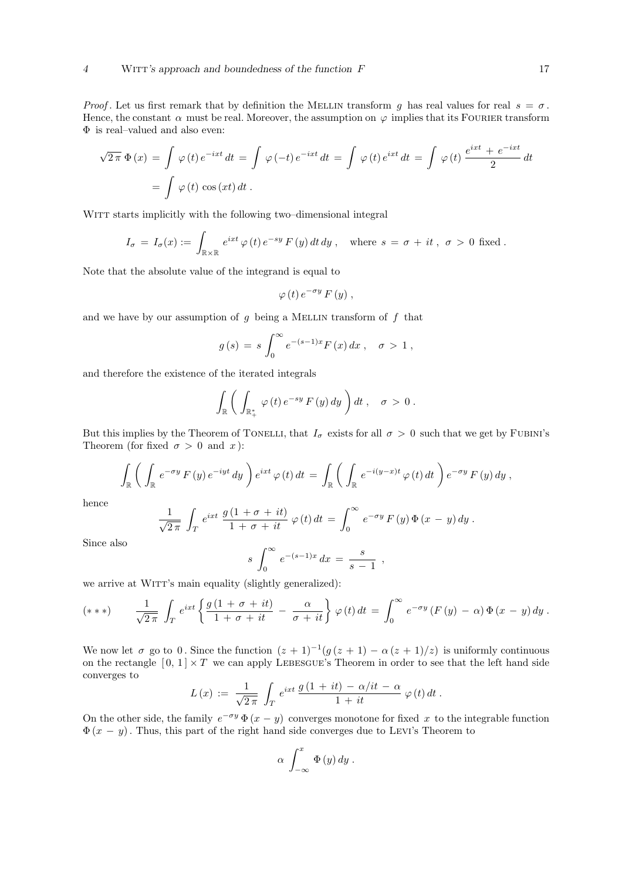*Proof*. Let us first remark that by definition the Mellin transform $g$ has real values for real $s = \sigma$. Hence, the constant $\alpha$ must be real. Moreover, the assumption on $\varphi$ implies that its Fourier transform $\Phi$ is real–valued and also even:

$$\sqrt{2\pi}\,\Phi(x) = \int \varphi(t)\,e^{-ixt}\,dt = \int \varphi(-t)\,e^{-ixt}\,dt = \int \varphi(t)\,e^{ixt}\,dt = \int \varphi(t)\,\frac{e^{ixt} + e^{-ixt}}{2}\,dt$$
$$= \int \varphi(t)\,\cos(xt)\,dt\,.$$

Witt starts implicitly with the following two–dimensional integral

$$I_\sigma = I_\sigma(x) := \int_{\mathbb{R}\times\mathbb{R}} e^{ixt}\,\varphi(t)\,e^{-sy}\,F(y)\,dt\,dy\,, \quad \text{where } s = \sigma + it\,,\ \sigma > 0 \text{ fixed}\,.$$

Note that the absolute value of the integrand is equal to

$$\varphi(t)\,e^{-\sigma y}\,F(y)\,,$$

and we have by our assumption of $g$ being a Mellin transform of $f$ that

$$g(s) = s\int_0^\infty e^{-(s-1)x}F(x)\,dx\,, \quad \sigma > 1\,,$$

and therefore the existence of the iterated integrals

$$\int_{\mathbb{R}}\left(\int_{\mathbb{R}_+^*} \varphi(t)\,e^{-sy}\,F(y)\,dy\right)dt\,, \quad \sigma > 0\,.$$

But this implies by the Theorem of Tonelli, that $I_\sigma$ exists for all $\sigma > 0$ such that we get by Fubini's Theorem (for fixed $\sigma > 0$ and $x$):

$$\int_{\mathbb{R}}\left(\int_{\mathbb{R}} e^{-\sigma y}\,F(y)\,e^{-iyt}\,dy\right)e^{ixt}\,\varphi(t)\,dt = \int_{\mathbb{R}}\left(\int_{\mathbb{R}} e^{-i(y-x)t}\,\varphi(t)\,dt\right)e^{-\sigma y}\,F(y)\,dy\,,$$

hence

$$\frac{1}{\sqrt{2\pi}}\int_T e^{ixt}\,\frac{g(1+\sigma+it)}{1+\sigma+it}\,\varphi(t)\,dt = \int_0^\infty e^{-\sigma y}\,F(y)\,\Phi(x-y)\,dy\,.$$

Since also

$$s\int_0^\infty e^{-(s-1)x}\,dx = \frac{s}{s-1}\,,$$

we arrive at Witt's main equality (slightly generalized):

$$(***) \qquad \frac{1}{\sqrt{2\pi}}\int_T e^{ixt}\left\{\frac{g(1+\sigma+it)}{1+\sigma+it} - \frac{\alpha}{\sigma+it}\right\}\varphi(t)\,dt = \int_0^\infty e^{-\sigma y}\,(F(y) - \alpha)\,\Phi(x-y)\,dy\,.$$

We now let $\sigma$ go to $0$. Since the function $(z+1)^{-1}(g(z+1) - \alpha(z+1)/z)$ is uniformly continuous on the rectangle $[0,1]\times T$ we can apply Lebesgue's Theorem in order to see that the left hand side converges to

$$L(x) := \frac{1}{\sqrt{2\pi}}\int_T e^{ixt}\,\frac{g(1+it) - \alpha/it - \alpha}{1+it}\,\varphi(t)\,dt\,.$$

On the other side, the family $e^{-\sigma y}\,\Phi(x-y)$ converges monotone for fixed $x$ to the integrable function $\Phi(x-y)$. Thus, this part of the right hand side converges due to Levi's Theorem to

$$\alpha\int_{-\infty}^x \Phi(y)\,dy\,.$$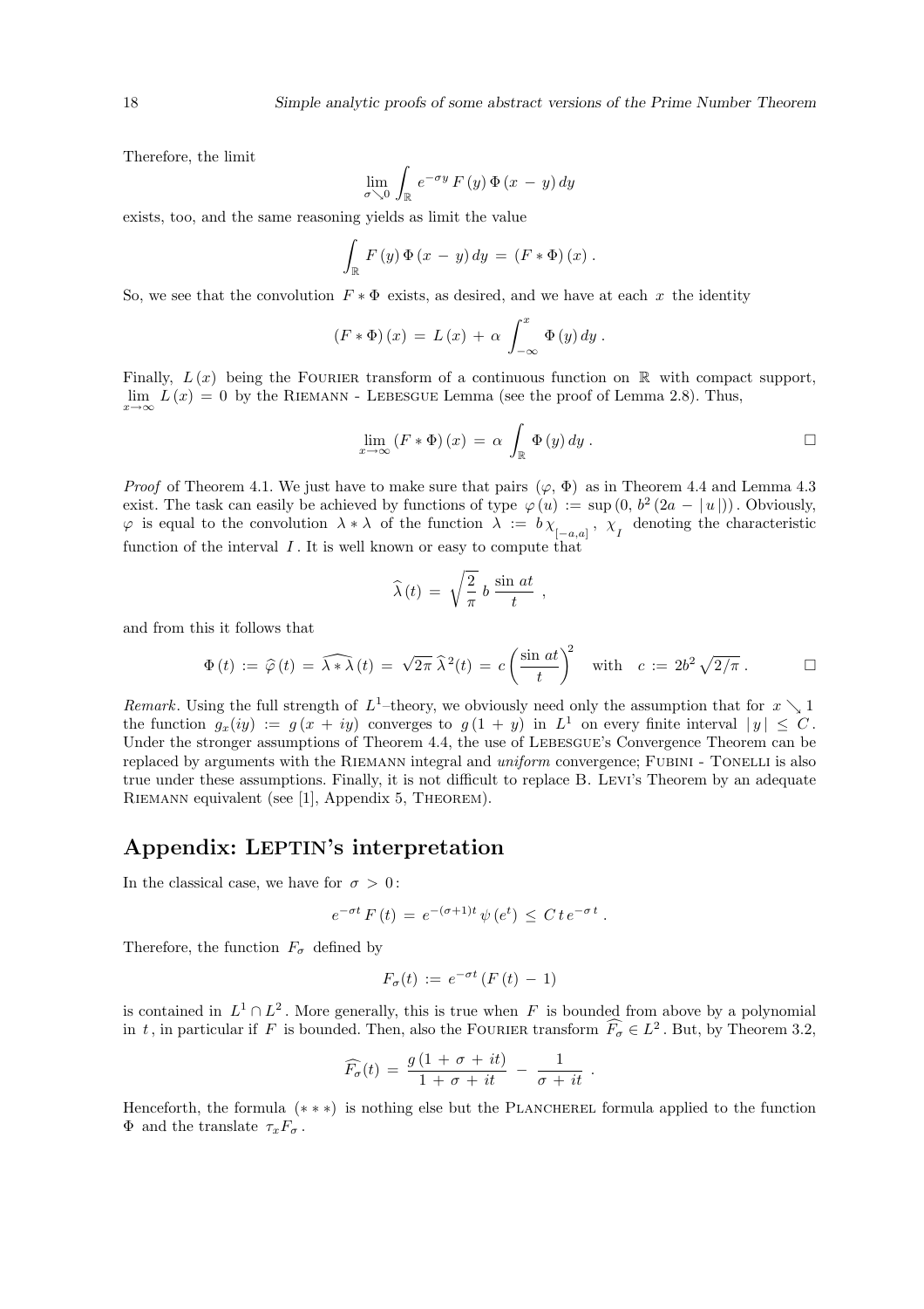Therefore, the limit

$$\lim_{\sigma \searrow 0} \int_{\mathbb{R}} e^{-\sigma y} F(y) \Phi(x - y) \, dy$$

exists, too, and the same reasoning yields as limit the value

$$\int_{\mathbb{R}} F(y) \Phi(x - y) \, dy = (F * \Phi)(x) .$$

So, we see that the convolution $F * \Phi$ exists, as desired, and we have at each $x$ the identity

$$(F * \Phi)(x) = L(x) + \alpha \int_{-\infty}^{x} \Phi(y) \, dy .$$

Finally, $L(x)$ being the FOURIER transform of a continuous function on $\mathbb{R}$ with compact support, $\lim_{x \to \infty} L(x) = 0$ by the RIEMANN - LEBESGUE Lemma (see the proof of Lemma 2.8). Thus,

$$\lim_{x \to \infty} (F * \Phi)(x) = \alpha \int_{\mathbb{R}} \Phi(y) \, dy . \qquad \square$$

*Proof* of Theorem 4.1. We just have to make sure that pairs $(\varphi, \Phi)$ as in Theorem 4.4 and Lemma 4.3 exist. The task can easily be achieved by functions of type $\varphi(u) := \sup(0, b^2(2a - |u|))$. Obviously, $\varphi$ is equal to the convolution $\lambda * \lambda$ of the function $\lambda := b\,\chi_{[-a,a]}$, $\chi_I$ denoting the characteristic function of the interval $I$. It is well known or easy to compute that

$$\widehat{\lambda}(t) = \sqrt{\frac{2}{\pi}}\, b \, \frac{\sin at}{t} ,$$

and from this it follows that

$$\Phi(t) := \widehat{\varphi}(t) = \widehat{\lambda * \lambda}(t) = \sqrt{2\pi}\, \widehat{\lambda}^{\,2}(t) = c \left( \frac{\sin at}{t} \right)^2 \quad \text{with} \quad c := 2b^2 \sqrt{2/\pi} . \qquad \square$$

*Remark*. Using the full strength of $L^1$–theory, we obviously need only the assumption that for $x \searrow 1$ the function $g_x(iy) := g(x + iy)$ converges to $g(1 + y)$ in $L^1$ on every finite interval $|y| \leq C$. Under the stronger assumptions of Theorem 4.4, the use of LEBESGUE's Convergence Theorem can be replaced by arguments with the RIEMANN integral and *uniform* convergence; FUBINI - TONELLI is also true under these assumptions. Finally, it is not difficult to replace B. LEVI's Theorem by an adequate RIEMANN equivalent (see [1], Appendix 5, THEOREM).

## Appendix: LEPTIN's interpretation

In the classical case, we have for $\sigma > 0$:

$$e^{-\sigma t} F(t) = e^{-(\sigma+1)t} \psi(e^t) \leq C\, t\, e^{-\sigma t} .$$

Therefore, the function $F_\sigma$ defined by

$$F_\sigma(t) := e^{-\sigma t} (F(t) - 1)$$

is contained in $L^1 \cap L^2$. More generally, this is true when $F$ is bounded from above by a polynomial in $t$, in particular if $F$ is bounded. Then, also the FOURIER transform $\widehat{F_\sigma} \in L^2$. But, by Theorem 3.2,

$$\widehat{F_\sigma}(t) = \frac{g(1 + \sigma + it)}{1 + \sigma + it} - \frac{1}{\sigma + it} .$$

Henceforth, the formula $(***)$ is nothing else but the PLANCHEREL formula applied to the function $\Phi$ and the translate $\tau_x F_\sigma$.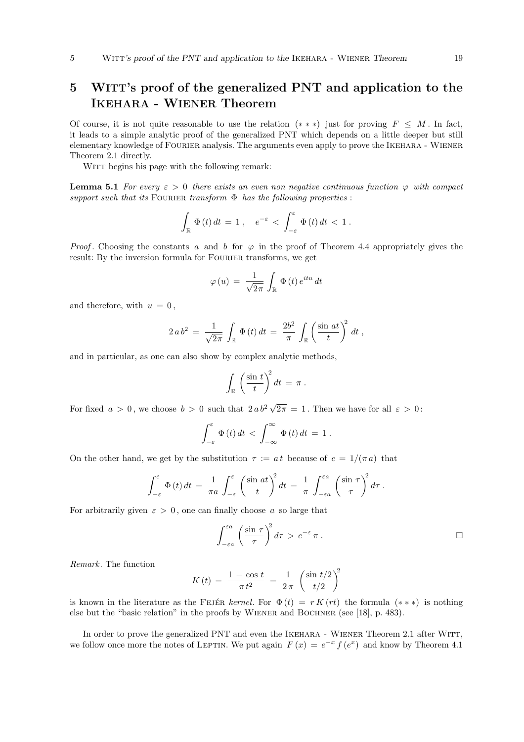# 5 Witt's proof of the generalized PNT and application to the Ikehara - Wiener Theorem

Of course, it is not quite reasonable to use the relation $(***)$ just for proving $F \leq M$. In fact, it leads to a simple analytic proof of the generalized PNT which depends on a little deeper but still elementary knowledge of Fourier analysis. The arguments even apply to prove the Ikehara - Wiener Theorem 2.1 directly.

Witt begins his page with the following remark:

**Lemma 5.1** *For every $\varepsilon > 0$ there exists an even non negative continuous function $\varphi$ with compact support such that its* Fourier *transform $\Phi$ has the following properties* :

$$\int_{\mathbb{R}} \Phi(t)\, dt = 1 , \quad e^{-\varepsilon} < \int_{-\varepsilon}^{\varepsilon} \Phi(t)\, dt < 1 .$$

*Proof*. Choosing the constants $a$ and $b$ for $\varphi$ in the proof of Theorem 4.4 appropriately gives the result: By the inversion formula for Fourier transforms, we get

$$\varphi(u) = \frac{1}{\sqrt{2\pi}} \int_{\mathbb{R}} \Phi(t)\, e^{itu}\, dt$$

and therefore, with $u = 0$,

$$2\,a\,b^2 = \frac{1}{\sqrt{2\pi}} \int_{\mathbb{R}} \Phi(t)\, dt = \frac{2b^2}{\pi} \int_{\mathbb{R}} \left(\frac{\sin\, at}{t}\right)^2 dt ,$$

and in particular, as one can also show by complex analytic methods,

$$\int_{\mathbb{R}} \left(\frac{\sin\, t}{t}\right)^2 dt = \pi .$$

For fixed $a > 0$, we choose $b > 0$ such that $2\,a\,b^2\sqrt{2\pi} = 1$. Then we have for all $\varepsilon > 0$:

$$\int_{-\varepsilon}^{\varepsilon} \Phi(t)\, dt < \int_{-\infty}^{\infty} \Phi(t)\, dt = 1 .$$

On the other hand, we get by the substitution $\tau := a\,t$ because of $c = 1/(\pi\, a)$ that

$$\int_{-\varepsilon}^{\varepsilon} \Phi(t)\, dt = \frac{1}{\pi a} \int_{-\varepsilon}^{\varepsilon} \left(\frac{\sin\, at}{t}\right)^2 dt = \frac{1}{\pi} \int_{-\varepsilon a}^{\varepsilon a} \left(\frac{\sin\, \tau}{\tau}\right)^2 d\tau .$$

For arbitrarily given $\varepsilon > 0$, one can finally choose $a$ so large that

$$\int_{-\varepsilon a}^{\varepsilon a} \left(\frac{\sin\, \tau}{\tau}\right)^2 d\tau > e^{-\varepsilon}\, \pi .$$

□

*Remark*. The function

$$K(t) = \frac{1 - \cos\, t}{\pi\, t^2} = \frac{1}{2\,\pi} \left(\frac{\sin\, t/2}{t/2}\right)^2$$

is known in the literature as the Fejér *kernel*. For $\Phi(t) = r\, K(rt)$ the formula $(***)$ is nothing else but the "basic relation" in the proofs by Wiener and Bochner (see [18], p. 483).

In order to prove the generalized PNT and even the Ikehara - Wiener Theorem 2.1 after Witt, we follow once more the notes of Leptin. We put again $F(x) = e^{-x} f(e^x)$ and know by Theorem 4.1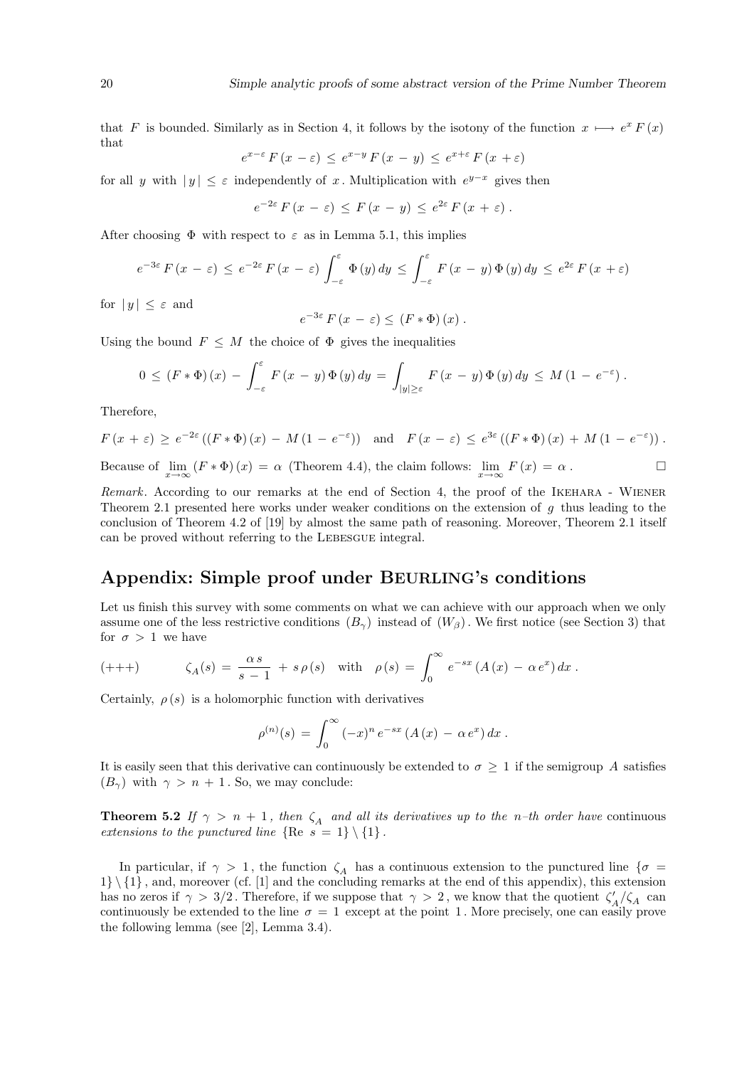that $F$ is bounded. Similarly as in Section 4, it follows by the isotony of the function $x \longmapsto e^x F(x)$ that

$$e^{x-\varepsilon} F(x-\varepsilon) \le e^{x-y} F(x-y) \le e^{x+\varepsilon} F(x+\varepsilon)$$

for all $y$ with $|y| \le \varepsilon$ independently of $x$. Multiplication with $e^{y-x}$ gives then

$$e^{-2\varepsilon} F(x-\varepsilon) \le F(x-y) \le e^{2\varepsilon} F(x+\varepsilon).$$

After choosing $\Phi$ with respect to $\varepsilon$ as in Lemma 5.1, this implies

$$e^{-3\varepsilon} F(x-\varepsilon) \le e^{-2\varepsilon} F(x-\varepsilon) \int_{-\varepsilon}^{\varepsilon} \Phi(y)\, dy \le \int_{-\varepsilon}^{\varepsilon} F(x-y)\, \Phi(y)\, dy \le e^{2\varepsilon} F(x+\varepsilon)$$

for $|y| \le \varepsilon$ and

$$e^{-3\varepsilon} F(x-\varepsilon) \le (F * \Phi)(x).$$

Using the bound $F \le M$ the choice of $\Phi$ gives the inequalities

$$0 \le (F * \Phi)(x) - \int_{-\varepsilon}^{\varepsilon} F(x-y)\, \Phi(y)\, dy = \int_{|y| \ge \varepsilon} F(x-y)\, \Phi(y)\, dy \le M(1 - e^{-\varepsilon}).$$

Therefore,

$$F(x+\varepsilon) \ge e^{-2\varepsilon}\left((F * \Phi)(x) - M(1 - e^{-\varepsilon})\right) \quad \text{and} \quad F(x-\varepsilon) \le e^{3\varepsilon}\left((F * \Phi)(x) + M(1 - e^{-\varepsilon})\right).$$

Because of $\lim_{x\to\infty} (F * \Phi)(x) = \alpha$ (Theorem 4.4), the claim follows: $\lim_{x\to\infty} F(x) = \alpha$. $\square$

*Remark.* According to our remarks at the end of Section 4, the proof of the Ikehara - Wiener Theorem 2.1 presented here works under weaker conditions on the extension of $g$ thus leading to the conclusion of Theorem 4.2 of [19] by almost the same path of reasoning. Moreover, Theorem 2.1 itself can be proved without referring to the Lebesgue integral.

## Appendix: Simple proof under Beurling's conditions

Let us finish this survey with some comments on what we can achieve with our approach when we only assume one of the less restrictive conditions $(B_\gamma)$ instead of $(W_\beta)$. We first notice (see Section 3) that for $\sigma > 1$ we have

$$(+{+}+) \qquad \zeta_A(s) = \frac{\alpha s}{s-1} + s\,\rho(s) \quad \text{with} \quad \rho(s) = \int_0^\infty e^{-sx}\left(A(x) - \alpha e^x\right) dx.$$

Certainly, $\rho(s)$ is a holomorphic function with derivatives

$$\rho^{(n)}(s) = \int_0^\infty (-x)^n e^{-sx}\left(A(x) - \alpha e^x\right) dx.$$

It is easily seen that this derivative can continuously be extended to $\sigma \ge 1$ if the semigroup $A$ satisfies $(B_\gamma)$ with $\gamma > n+1$. So, we may conclude:

**Theorem 5.2** *If $\gamma > n+1$, then $\zeta_A$ and all its derivatives up to the $n$–th order have* continuous *extensions to the punctured line $\{\mathrm{Re}\ s = 1\} \setminus \{1\}$.*

In particular, if $\gamma > 1$, the function $\zeta_A$ has a continuous extension to the punctured line $\{\sigma = 1\} \setminus \{1\}$, and, moreover (cf. [1] and the concluding remarks at the end of this appendix), this extension has no zeros if $\gamma > 3/2$. Therefore, if we suppose that $\gamma > 2$, we know that the quotient $\zeta_A'/\zeta_A$ can continuously be extended to the line $\sigma = 1$ except at the point $1$. More precisely, one can easily prove the following lemma (see [2], Lemma 3.4).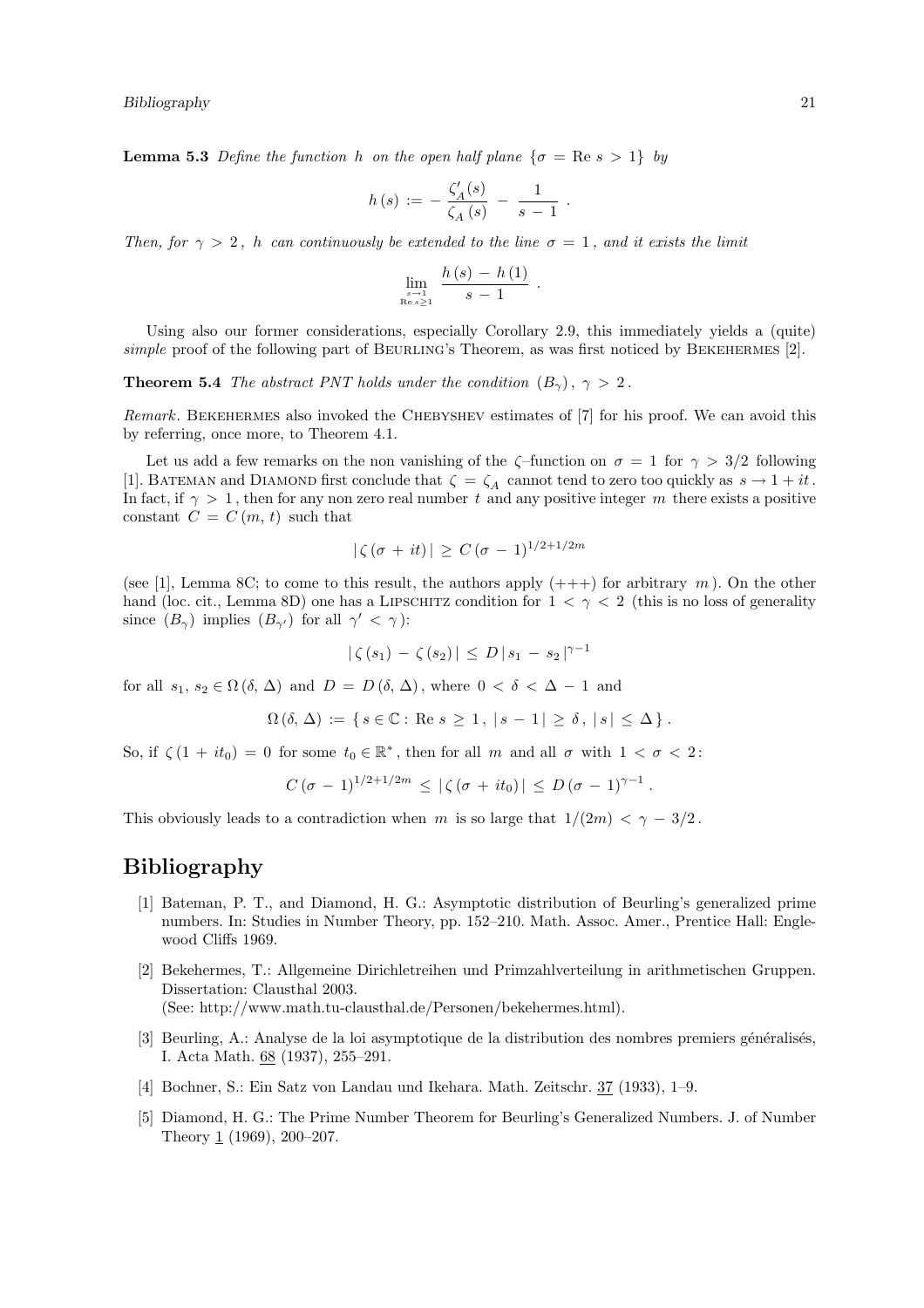**Lemma 5.3** *Define the function $h$ on the open half plane $\{\sigma = \mathrm{Re}\, s > 1\}$ by*

$$h(s) := -\frac{\zeta_A'(s)}{\zeta_A(s)} - \frac{1}{s-1} .$$

*Then, for $\gamma > 2$, $h$ can continuously be extended to the line $\sigma = 1$, and it exists the limit*

$$\lim_{\substack{s \to 1 \\ \mathrm{Re}\, s \geq 1}} \frac{h(s) - h(1)}{s-1} .$$

Using also our former considerations, especially Corollary 2.9, this immediately yields a (quite) *simple* proof of the following part of Beurling's Theorem, as was first noticed by Bekehermes [2].

**Theorem 5.4** *The abstract PNT holds under the condition $(B_\gamma)$, $\gamma > 2$.*

*Remark.* Bekehermes also invoked the Chebyshev estimates of [7] for his proof. We can avoid this by referring, once more, to Theorem 4.1.

Let us add a few remarks on the non vanishing of the $\zeta$–function on $\sigma = 1$ for $\gamma > 3/2$ following [1]. Bateman and Diamond first conclude that $\zeta = \zeta_A$ cannot tend to zero too quickly as $s \to 1 + it$. In fact, if $\gamma > 1$, then for any non zero real number $t$ and any positive integer $m$ there exists a positive constant $C = C(m, t)$ such that

$$|\zeta(\sigma + it)| \geq C(\sigma - 1)^{1/2 + 1/2m}$$

(see [1], Lemma 8C; to come to this result, the authors apply (+++) for arbitrary $m$). On the other hand (loc. cit., Lemma 8D) one has a Lipschitz condition for $1 < \gamma < 2$ (this is no loss of generality since $(B_\gamma)$ implies $(B_{\gamma'})$ for all $\gamma' < \gamma$):

$$|\zeta(s_1) - \zeta(s_2)| \leq D\, |s_1 - s_2|^{\gamma - 1}$$

for all $s_1, s_2 \in \Omega(\delta, \Delta)$ and $D = D(\delta, \Delta)$, where $0 < \delta < \Delta - 1$ and

$$\Omega(\delta, \Delta) := \{ s \in \mathbb{C} : \mathrm{Re}\, s \geq 1,\ |s - 1| \geq \delta,\ |s| \leq \Delta \} .$$

So, if $\zeta(1 + it_0) = 0$ for some $t_0 \in \mathbb{R}^*$, then for all $m$ and all $\sigma$ with $1 < \sigma < 2$:

$$C(\sigma - 1)^{1/2 + 1/2m} \leq |\zeta(\sigma + it_0)| \leq D(\sigma - 1)^{\gamma - 1} .$$

This obviously leads to a contradiction when $m$ is so large that $1/(2m) < \gamma - 3/2$.

# Bibliography

[1] Bateman, P. T., and Diamond, H. G.: Asymptotic distribution of Beurling's generalized prime numbers. In: Studies in Number Theory, pp. 152–210. Math. Assoc. Amer., Prentice Hall: Englewood Cliffs 1969.

[2] Bekehermes, T.: Allgemeine Dirichletreihen und Primzahlverteilung in arithmetischen Gruppen. Dissertation: Clausthal 2003.
(See: http://www.math.tu-clausthal.de/Personen/bekehermes.html).

[3] Beurling, A.: Analyse de la loi asymptotique de la distribution des nombres premiers généralisés, I. Acta Math. 68 (1937), 255–291.

[4] Bochner, S.: Ein Satz von Landau und Ikehara. Math. Zeitschr. 37 (1933), 1–9.

[5] Diamond, H. G.: The Prime Number Theorem for Beurling's Generalized Numbers. J. of Number Theory 1 (1969), 200–207.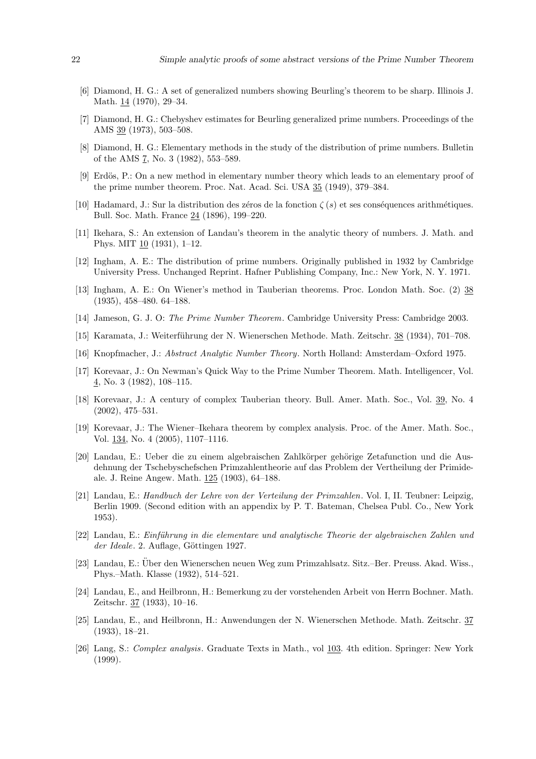[6] Diamond, H. G.: A set of generalized numbers showing Beurling's theorem to be sharp. Illinois J. Math. 14 (1970), 29–34.

[7] Diamond, H. G.: Chebyshev estimates for Beurling generalized prime numbers. Proceedings of the AMS 39 (1973), 503–508.

[8] Diamond, H. G.: Elementary methods in the study of the distribution of prime numbers. Bulletin of the AMS 7, No. 3 (1982), 553–589.

[9] Erdös, P.: On a new method in elementary number theory which leads to an elementary proof of the prime number theorem. Proc. Nat. Acad. Sci. USA 35 (1949), 379–384.

[10] Hadamard, J.: Sur la distribution des zéros de la fonction $\zeta(s)$ et ses conséquences arithmétiques. Bull. Soc. Math. France 24 (1896), 199–220.

[11] Ikehara, S.: An extension of Landau's theorem in the analytic theory of numbers. J. Math. and Phys. MIT 10 (1931), 1–12.

[12] Ingham, A. E.: The distribution of prime numbers. Originally published in 1932 by Cambridge University Press. Unchanged Reprint. Hafner Publishing Company, Inc.: New York, N. Y. 1971.

[13] Ingham, A. E.: On Wiener's method in Tauberian theorems. Proc. London Math. Soc. (2) 38 (1935), 458–480. 64–188.

[14] Jameson, G. J. O: *The Prime Number Theorem*. Cambridge University Press: Cambridge 2003.

[15] Karamata, J.: Weiterführung der N. Wienerschen Methode. Math. Zeitschr. 38 (1934), 701–708.

[16] Knopfmacher, J.: *Abstract Analytic Number Theory*. North Holland: Amsterdam–Oxford 1975.

[17] Korevaar, J.: On Newman's Quick Way to the Prime Number Theorem. Math. Intelligencer, Vol. 4, No. 3 (1982), 108–115.

[18] Korevaar, J.: A century of complex Tauberian theory. Bull. Amer. Math. Soc., Vol. 39, No. 4 (2002), 475–531.

[19] Korevaar, J.: The Wiener–Ikehara theorem by complex analysis. Proc. of the Amer. Math. Soc., Vol. 134, No. 4 (2005), 1107–1116.

[20] Landau, E.: Ueber die zu einem algebraischen Zahlkörper gehörige Zetafunction und die Ausdehnung der Tschebyschefschen Primzahlentheorie auf das Problem der Vertheilung der Primideale. J. Reine Angew. Math. 125 (1903), 64–188.

[21] Landau, E.: *Handbuch der Lehre von der Verteilung der Primzahlen*. Vol. I, II. Teubner: Leipzig, Berlin 1909. (Second edition with an appendix by P. T. Bateman, Chelsea Publ. Co., New York 1953).

[22] Landau, E.: *Einführung in die elementare und analytische Theorie der algebraischen Zahlen und der Ideale*. 2. Auflage, Göttingen 1927.

[23] Landau, E.: Über den Wienerschen neuen Weg zum Primzahlsatz. Sitz.–Ber. Preuss. Akad. Wiss., Phys.–Math. Klasse (1932), 514–521.

[24] Landau, E., and Heilbronn, H.: Bemerkung zu der vorstehenden Arbeit von Herrn Bochner. Math. Zeitschr. 37 (1933), 10–16.

[25] Landau, E., and Heilbronn, H.: Anwendungen der N. Wienerschen Methode. Math. Zeitschr. 37 (1933), 18–21.

[26] Lang, S.: *Complex analysis*. Graduate Texts in Math., vol 103. 4th edition. Springer: New York (1999).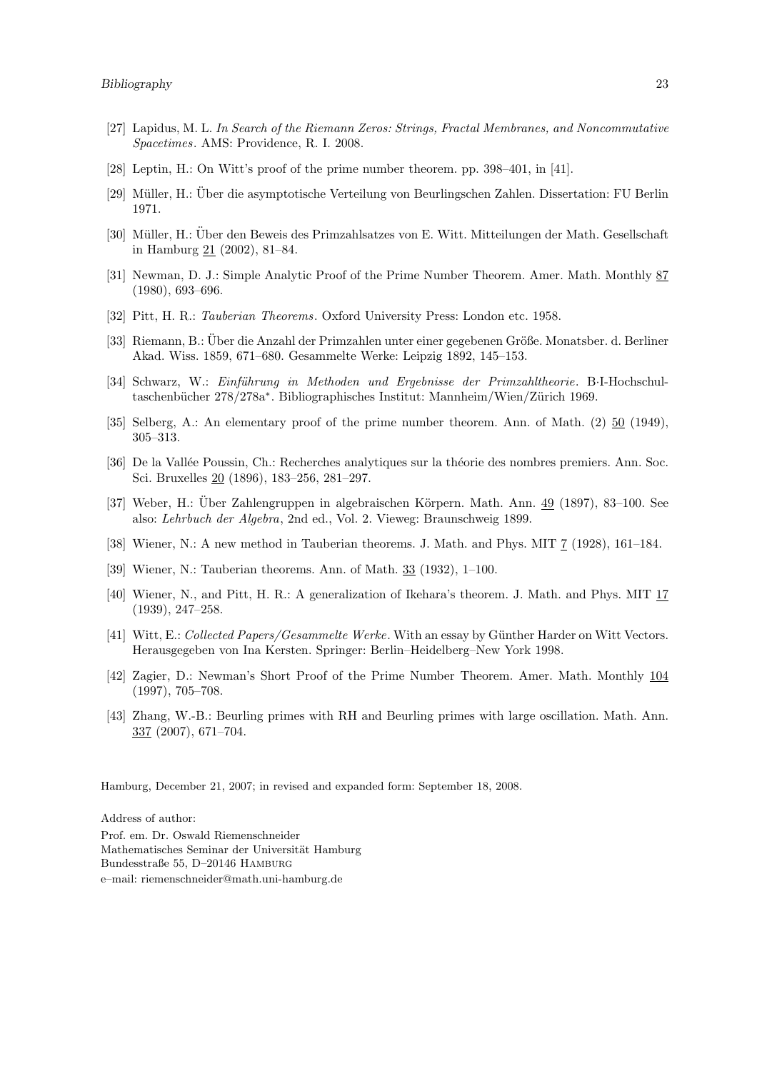[27] Lapidus, M. L. *In Search of the Riemann Zeros: Strings, Fractal Membranes, and Noncommutative Spacetimes*. AMS: Providence, R. I. 2008.

[28] Leptin, H.: On Witt's proof of the prime number theorem. pp. 398–401, in [41].

[29] Müller, H.: Über die asymptotische Verteilung von Beurlingschen Zahlen. Dissertation: FU Berlin 1971.

[30] Müller, H.: Über den Beweis des Primzahlsatzes von E. Witt. Mitteilungen der Math. Gesellschaft in Hamburg 21 (2002), 81–84.

[31] Newman, D. J.: Simple Analytic Proof of the Prime Number Theorem. Amer. Math. Monthly 87 (1980), 693–696.

[32] Pitt, H. R.: *Tauberian Theorems*. Oxford University Press: London etc. 1958.

[33] Riemann, B.: Über die Anzahl der Primzahlen unter einer gegebenen Größe. Monatsber. d. Berliner Akad. Wiss. 1859, 671–680. Gesammelte Werke: Leipzig 1892, 145–153.

[34] Schwarz, W.: *Einführung in Methoden und Ergebnisse der Primzahltheorie*. B·I-Hochschultaschenbücher 278/278a*. Bibliographisches Institut: Mannheim/Wien/Zürich 1969.

[35] Selberg, A.: An elementary proof of the prime number theorem. Ann. of Math. (2) 50 (1949), 305–313.

[36] De la Vallée Poussin, Ch.: Recherches analytiques sur la théorie des nombres premiers. Ann. Soc. Sci. Bruxelles 20 (1896), 183–256, 281–297.

[37] Weber, H.: Über Zahlengruppen in algebraischen Körpern. Math. Ann. 49 (1897), 83–100. See also: *Lehrbuch der Algebra*, 2nd ed., Vol. 2. Vieweg: Braunschweig 1899.

[38] Wiener, N.: A new method in Tauberian theorems. J. Math. and Phys. MIT 7 (1928), 161–184.

[39] Wiener, N.: Tauberian theorems. Ann. of Math. 33 (1932), 1–100.

[40] Wiener, N., and Pitt, H. R.: A generalization of Ikehara's theorem. J. Math. and Phys. MIT 17 (1939), 247–258.

[41] Witt, E.: *Collected Papers/Gesammelte Werke*. With an essay by Günther Harder on Witt Vectors. Herausgegeben von Ina Kersten. Springer: Berlin–Heidelberg–New York 1998.

[42] Zagier, D.: Newman's Short Proof of the Prime Number Theorem. Amer. Math. Monthly 104 (1997), 705–708.

[43] Zhang, W.-B.: Beurling primes with RH and Beurling primes with large oscillation. Math. Ann. 337 (2007), 671–704.

Hamburg, December 21, 2007; in revised and expanded form: September 18, 2008.

Address of author:
Prof. em. Dr. Oswald Riemenschneider
Mathematisches Seminar der Universität Hamburg
Bundesstraße 55, D–20146 Hamburg
e–mail: riemenschneider@math.uni-hamburg.de